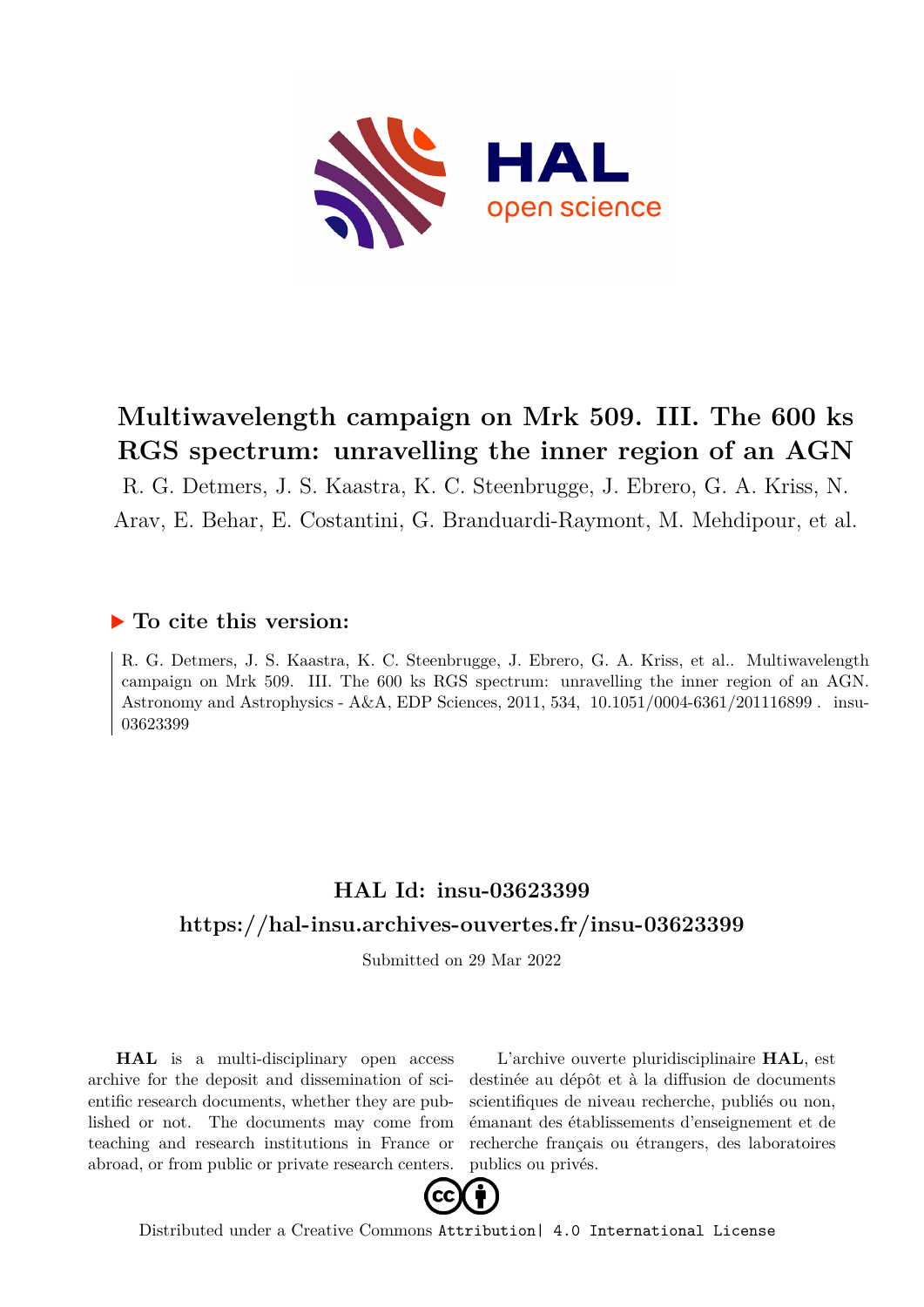# Multiwavelength campaign on Mrk 509. III. The 600 ks RGS spectrum: unravelling the inner region of an AGN

R. G. Detmers, J. S. Kaastra, K. C. Steenbrugge, J. Ebrero, G. A. Kriss, N. Arav, E. Behar, E. Costantini, G. Branduardi-Raymont, M. Mehdipour, et al.

## ▶ To cite this version:

R. G. Detmers, J. S. Kaastra, K. C. Steenbrugge, J. Ebrero, G. A. Kriss, et al.. Multiwavelength campaign on Mrk 509. III. The 600 ks RGS spectrum: unravelling the inner region of an AGN. Astronomy and Astrophysics - A&A, EDP Sciences, 2011, 534, 10.1051/0004-6361/201116899 . insu-03623399

## HAL Id: insu-03623399

## https://hal-insu.archives-ouvertes.fr/insu-03623399

Submitted on 29 Mar 2022

**HAL** is a multi-disciplinary open access archive for the deposit and dissemination of scientific research documents, whether they are published or not. The documents may come from teaching and research institutions in France or abroad, or from public or private research centers.

L'archive ouverte pluridisciplinaire **HAL**, est destinée au dépôt et à la diffusion de documents scientifiques de niveau recherche, publiés ou non, émanant des établissements d'enseignement et de recherche français ou étrangers, des laboratoires publics ou privés.

Distributed under a Creative Commons Attribution| 4.0 International License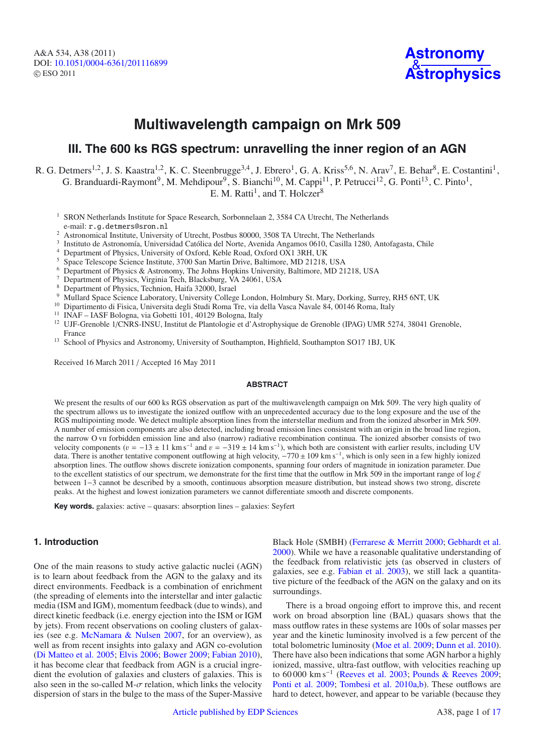# Multiwavelength campaign on Mrk 509

## III. The 600 ks RGS spectrum: unravelling the inner region of an AGN

R. G. Detmers[1,2], J. S. Kaastra[1,2], K. C. Steenbrugge[3,4], J. Ebrero[1], G. A. Kriss[5,6], N. Arav[7], E. Behar[8], E. Costantini[1], G. Branduardi-Raymont[9], M. Mehdipour[9], S. Bianchi[10], M. Cappi[11], P. Petrucci[12], G. Ponti[13], C. Pinto[1], E. M. Ratti[1], and T. Holczer[8]

[1] SRON Netherlands Institute for Space Research, Sorbonnelaan 2, 3584 CA Utrecht, The Netherlands
e-mail: r.g.detmers@sron.nl

[2] Astronomical Institute, University of Utrecht, Postbus 80000, 3508 TA Utrecht, The Netherlands

[3] Instituto de Astronomía, Universidad Católica del Norte, Avenida Angamos 0610, Casilla 1280, Antofagasta, Chile

[4] Department of Physics, University of Oxford, Keble Road, Oxford OX1 3RH, UK

[5] Space Telescope Science Institute, 3700 San Martin Drive, Baltimore, MD 21218, USA

[6] Department of Physics & Astronomy, The Johns Hopkins University, Baltimore, MD 21218, USA

[7] Department of Physics, Virginia Tech, Blacksburg, VA 24061, USA

[8] Department of Physics, Technion, Haifa 32000, Israel

[9] Mullard Space Science Laboratory, University College London, Holmbury St. Mary, Dorking, Surrey, RH5 6NT, UK

[10] Dipartimento di Fisica, Universita degli Studi Roma Tre, via della Vasca Navale 84, 00146 Roma, Italy

[11] INAF – IASF Bologna, via Gobetti 101, 40129 Bologna, Italy

[12] UJF-Grenoble 1/CNRS-INSU, Institut de Plantologie et d'Astrophysique de Grenoble (IPAG) UMR 5274, 38041 Grenoble, France

[13] School of Physics and Astronomy, University of Southampton, Highfield, Southampton SO17 1BJ, UK

Received 16 March 2011 / Accepted 16 May 2011

### ABSTRACT

We present the results of our 600 ks RGS observation as part of the multiwavelength campaign on Mrk 509. The very high quality of the spectrum allows us to investigate the ionized outflow with an unprecedented accuracy due to the long exposure and the use of the RGS multipointing mode. We detect multiple absorption lines from the interstellar medium and from the ionized absorber in Mrk 509. A number of emission components are also detected, including broad emission lines consistent with an origin in the broad line region, the narrow O VII forbidden emission line and also (narrow) radiative recombination continua. The ionized absorber consists of two velocity components ($v = -13 \pm 11$ km s$^{-1}$ and $v = -319 \pm 14$ km s$^{-1}$), which both are consistent with earlier results, including UV data. There is another tentative component outflowing at high velocity, $-770 \pm 109$ km s$^{-1}$, which is only seen in a few highly ionized absorption lines. The outflow shows discrete ionization components, spanning four orders of magnitude in ionization parameter. Due to the excellent statistics of our spectrum, we demonstrate for the first time that the outflow in Mrk 509 in the important range of $\log \xi$ between 1−3 cannot be described by a smooth, continuous absorption measure distribution, but instead shows two strong, discrete peaks. At the highest and lowest ionization parameters we cannot differentiate smooth and discrete components.

**Key words.** galaxies: active – quasars: absorption lines – galaxies: Seyfert

## 1. Introduction

One of the main reasons to study active galactic nuclei (AGN) is to learn about feedback from the AGN to the galaxy and its direct environments. Feedback is a combination of enrichment (the spreading of elements into the interstellar and inter galactic media (ISM and IGM), momentum feedback (due to winds), and direct kinetic feedback (i.e. energy ejection into the ISM or IGM by jets). From recent observations on cooling clusters of galaxies (see e.g. McNamara & Nulsen 2007, for an overview), as well as from recent insights into galaxy and AGN co-evolution (Di Matteo et al. 2005; Elvis 2006; Bower 2009; Fabian 2010), it has become clear that feedback from AGN is a crucial ingredient the evolution of galaxies and clusters of galaxies. This is also seen in the so-called M-$\sigma$ relation, which links the velocity dispersion of stars in the bulge to the mass of the Super-Massive Black Hole (SMBH) (Ferrarese & Merritt 2000; Gebhardt et al. 2000). While we have a reasonable qualitative understanding of the feedback from relativistic jets (as observed in clusters of galaxies, see e.g. Fabian et al. 2003), we still lack a quantitative picture of the feedback of the AGN on the galaxy and on its surroundings.

There is a broad ongoing effort to improve this, and recent work on broad absorption line (BAL) quasars shows that the mass outflow rates in these systems are 100s of solar masses per year and the kinetic luminosity involved is a few percent of the total bolometric luminosity (Moe et al. 2009; Dunn et al. 2010). There have also been indications that some AGN harbor a highly ionized, massive, ultra-fast outflow, with velocities reaching up to 60 000 km s$^{-1}$ (Reeves et al. 2003; Pounds & Reeves 2009; Ponti et al. 2009; Tombesi et al. 2010a,b). These outflows are hard to detect, however, and appear to be variable (because they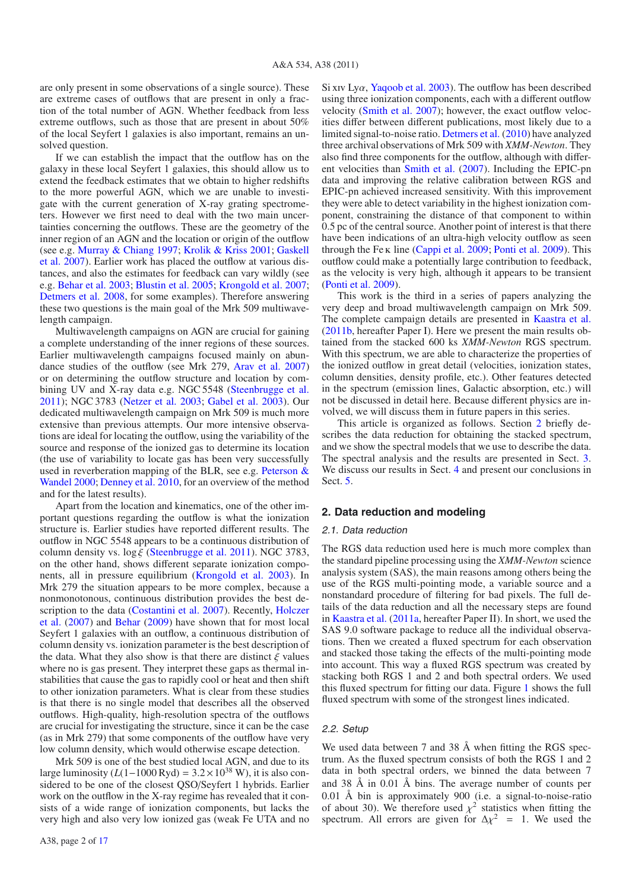are only present in some observations of a single source). These are extreme cases of outflows that are present in only a fraction of the total number of AGN. Whether feedback from less extreme outflows, such as those that are present in about 50% of the local Seyfert 1 galaxies is also important, remains an unsolved question.

If we can establish the impact that the outflow has on the galaxy in these local Seyfert 1 galaxies, this should allow us to extend the feedback estimates that we obtain to higher redshifts to the more powerful AGN, which we are unable to investigate with the current generation of X-ray grating spectrometers. However we first need to deal with the two main uncertainties concerning the outflows. These are the geometry of the inner region of an AGN and the location or origin of the outflow (see e.g. Murray & Chiang 1997; Krolik & Kriss 2001; Gaskell et al. 2007). Earlier work has placed the outflow at various distances, and also the estimates for feedback can vary wildly (see e.g. Behar et al. 2003; Blustin et al. 2005; Krongold et al. 2007; Detmers et al. 2008, for some examples). Therefore answering these two questions is the main goal of the Mrk 509 multiwavelength campaign.

Multiwavelength campaigns on AGN are crucial for gaining a complete understanding of the inner regions of these sources. Earlier multiwavelength campaigns focused mainly on abundance studies of the outflow (see Mrk 279, Arav et al. 2007) or on determining the outflow structure and location by combining UV and X-ray data e.g. NGC 5548 (Steenbrugge et al. 2011); NGC 3783 (Netzer et al. 2003; Gabel et al. 2003). Our dedicated multiwavelength campaign on Mrk 509 is much more extensive than previous attempts. Our more intensive observations are ideal for locating the outflow, using the variability of the source and response of the ionized gas to determine its location (the use of variability to locate gas has been very successfully used in reverberation mapping of the BLR, see e.g. Peterson & Wandel 2000; Denney et al. 2010, for an overview of the method and for the latest results).

Apart from the location and kinematics, one of the other important questions regarding the outflow is what the ionization structure is. Earlier studies have reported different results. The outflow in NGC 5548 appears to be a continuous distribution of column density vs. $\log \xi$ (Steenbrugge et al. 2011). NGC 3783, on the other hand, shows different separate ionization components, all in pressure equilibrium (Krongold et al. 2003). In Mrk 279 the situation appears to be more complex, because a nonmonotonous, continuous distribution provides the best description to the data (Costantini et al. 2007). Recently, Holczer et al. (2007) and Behar (2009) have shown that for most local Seyfert 1 galaxies with an outflow, a continuous distribution of column density vs. ionization parameter is the best description of the data. What they also show is that there are distinct $\xi$ values where no is gas present. They interpret these gaps as thermal instabilities that cause the gas to rapidly cool or heat and then shift to other ionization parameters. What is clear from these studies is that there is no single model that describes all the observed outflows. High-quality, high-resolution spectra of the outflows are crucial for investigating the structure, since it can be the case (as in Mrk 279) that some components of the outflow have very low column density, which would otherwise escape detection.

Mrk 509 is one of the best studied local AGN, and due to its large luminosity ($L(1-1000\,\mathrm{Ryd}) = 3.2 \times 10^{38}$ W), it is also considered to be one of the closest QSO/Seyfert 1 hybrids. Earlier work on the outflow in the X-ray regime has revealed that it consists of a wide range of ionization components, but lacks the very high and also very low ionized gas (weak Fe UTA and no Si xiv Ly$\alpha$, Yaqoob et al. 2003). The outflow has been described using three ionization components, each with a different outflow velocity (Smith et al. 2007); however, the exact outflow velocities differ between different publications, most likely due to a limited signal-to-noise ratio. Detmers et al. (2010) have analyzed three archival observations of Mrk 509 with *XMM-Newton*. They also find three components for the outflow, although with different velocities than Smith et al. (2007). Including the EPIC-pn data and improving the relative calibration between RGS and EPIC-pn achieved increased sensitivity. With this improvement they were able to detect variability in the highest ionization component, constraining the distance of that component to within 0.5 pc of the central source. Another point of interest is that there have been indications of an ultra-high velocity outflow as seen through the Fe κ line (Cappi et al. 2009; Ponti et al. 2009). This outflow could make a potentially large contribution to feedback, as the velocity is very high, although it appears to be transient (Ponti et al. 2009).

This work is the third in a series of papers analyzing the very deep and broad multiwavelength campaign on Mrk 509. The complete campaign details are presented in Kaastra et al. (2011b, hereafter Paper I). Here we present the main results obtained from the stacked 600 ks *XMM-Newton* RGS spectrum. With this spectrum, we are able to characterize the properties of the ionized outflow in great detail (velocities, ionization states, column densities, density profile, etc.). Other features detected in the spectrum (emission lines, Galactic absorption, etc.) will not be discussed in detail here. Because different physics are involved, we will discuss them in future papers in this series.

This article is organized as follows. Section 2 briefly describes the data reduction for obtaining the stacked spectrum, and we show the spectral models that we use to describe the data. The spectral analysis and the results are presented in Sect. 3. We discuss our results in Sect. 4 and present our conclusions in Sect. 5.

## 2. Data reduction and modeling

### 2.1. Data reduction

The RGS data reduction used here is much more complex than the standard pipeline processing using the *XMM-Newton* science analysis system (SAS), the main reasons among others being the use of the RGS multi-pointing mode, a variable source and a nonstandard procedure of filtering for bad pixels. The full details of the data reduction and all the necessary steps are found in Kaastra et al. (2011a, hereafter Paper II). In short, we used the SAS 9.0 software package to reduce all the individual observations. Then we created a fluxed spectrum for each observation and stacked those taking the effects of the multi-pointing mode into account. This way a fluxed RGS spectrum was created by stacking both RGS 1 and 2 and both spectral orders. We used this fluxed spectrum for fitting our data. Figure 1 shows the full fluxed spectrum with some of the strongest lines indicated.

### 2.2. Setup

We used data between 7 and 38 Å when fitting the RGS spectrum. As the fluxed spectrum consists of both the RGS 1 and 2 data in both spectral orders, we binned the data between 7 and 38 Å in 0.01 Å bins. The average number of counts per 0.01 Å bin is approximately 900 (i.e. a signal-to-noise-ratio of about 30). We therefore used $\chi^2$ statistics when fitting the spectrum. All errors are given for $\Delta\chi^2 = 1$. We used the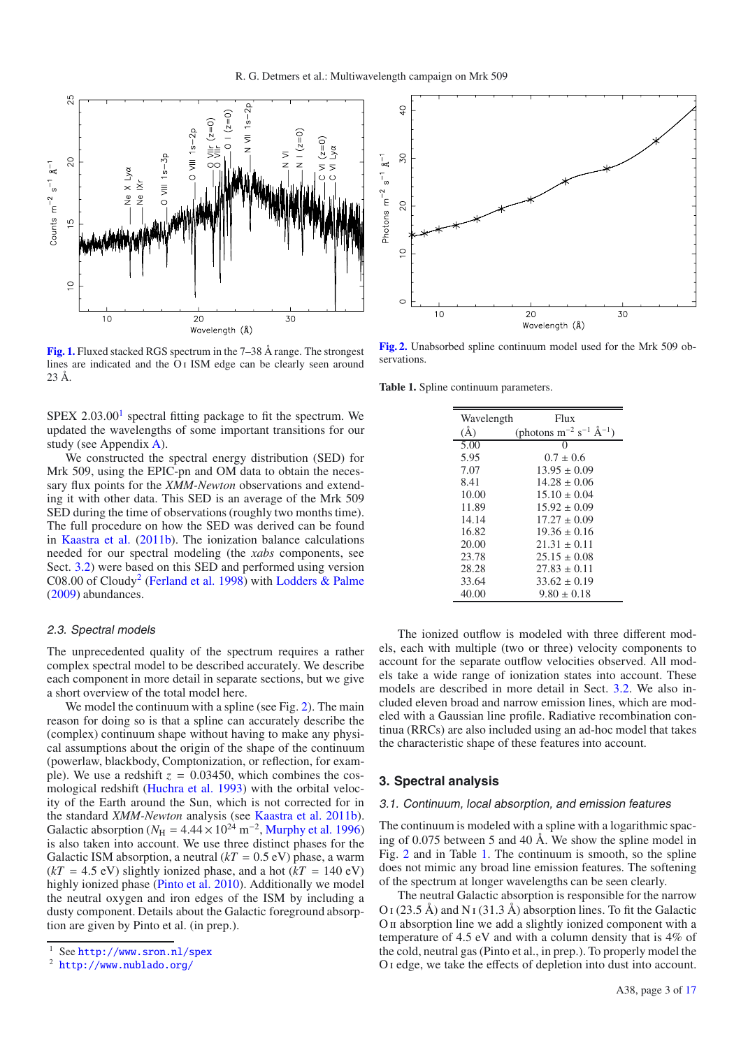**Fig. 1.** Fluxed stacked RGS spectrum in the 7–38 Å range. The strongest lines are indicated and the O I ISM edge can be clearly seen around 23 Å.

**Fig. 2.** Unabsorbed spline continuum model used for the Mrk 509 observations.

SPEX 2.03.00[1] spectral fitting package to fit the spectrum. We updated the wavelengths of some important transitions for our study (see Appendix A).

We constructed the spectral energy distribution (SED) for Mrk 509, using the EPIC-pn and OM data to obtain the necessary flux points for the *XMM-Newton* observations and extending it with other data. This SED is an average of the Mrk 509 SED during the time of observations (roughly two months time). The full procedure on how the SED was derived can be found in Kaastra et al. (2011b). The ionization balance calculations needed for our spectral modeling (the *xabs* components, see Sect. 3.2) were based on this SED and performed using version C08.00 of Cloudy[2] (Ferland et al. 1998) with Lodders & Palme (2009) abundances.

### 2.3. Spectral models

The unprecedented quality of the spectrum requires a rather complex spectral model to be described accurately. We describe each component in more detail in separate sections, but we give a short overview of the total model here.

We model the continuum with a spline (see Fig. 2). The main reason for doing so is that a spline can accurately describe the (complex) continuum shape without having to make any physical assumptions about the origin of the shape of the continuum (powerlaw, blackbody, Comptonization, or reflection, for example). We use a redshift $z = 0.03450$, which combines the cosmological redshift (Huchra et al. 1993) with the orbital velocity of the Earth around the Sun, which is not corrected for in the standard *XMM-Newton* analysis (see Kaastra et al. 2011b). Galactic absorption ($N_{\mathrm{H}} = 4.44 \times 10^{24}$ m$^{-2}$, Murphy et al. 1996) is also taken into account. We use three distinct phases for the Galactic ISM absorption, a neutral ($kT = 0.5$ eV) phase, a warm ($kT = 4.5$ eV) slightly ionized phase, and a hot ($kT = 140$ eV) highly ionized phase (Pinto et al. 2010). Additionally we model the neutral oxygen and iron edges of the ISM by including a dusty component. Details about the Galactic foreground absorption are given by Pinto et al. (in prep.).

**Table 1.** Spline continuum parameters.

| Wavelength (Å) | Flux (photons m$^{-2}$ s$^{-1}$ Å$^{-1}$) |
|---|---|
| 5.00 | 0 |
| 5.95 | 0.7 ± 0.6 |
| 7.07 | 13.95 ± 0.09 |
| 8.41 | 14.28 ± 0.06 |
| 10.00 | 15.10 ± 0.04 |
| 11.89 | 15.92 ± 0.09 |
| 14.14 | 17.27 ± 0.09 |
| 16.82 | 19.36 ± 0.16 |
| 20.00 | 21.31 ± 0.11 |
| 23.78 | 25.15 ± 0.08 |
| 28.28 | 27.83 ± 0.11 |
| 33.64 | 33.62 ± 0.19 |
| 40.00 | 9.80 ± 0.18 |

The ionized outflow is modeled with three different models, each with multiple (two or three) velocity components to account for the separate outflow velocities observed. All models take a wide range of ionization states into account. These models are described in more detail in Sect. 3.2. We also included eleven broad and narrow emission lines, which are modeled with a Gaussian line profile. Radiative recombination continua (RRCs) are also included using an ad-hoc model that takes the characteristic shape of these features into account.

## 3. Spectral analysis

### 3.1. Continuum, local absorption, and emission features

The continuum is modeled with a spline with a logarithmic spacing of 0.075 between 5 and 40 Å. We show the spline model in Fig. 2 and in Table 1. The continuum is smooth, so the spline does not mimic any broad line emission features. The softening of the spectrum at longer wavelengths can be seen clearly.

The neutral Galactic absorption is responsible for the narrow O I (23.5 Å) and N I (31.3 Å) absorption lines. To fit the Galactic O II absorption line we add a slightly ionized component with a temperature of 4.5 eV and with a column density that is 4% of the cold, neutral gas (Pinto et al., in prep.). To properly model the O I edge, we take the effects of depletion into dust into account.

[1] See http://www.sron.nl/spex

[2] http://www.nublado.org/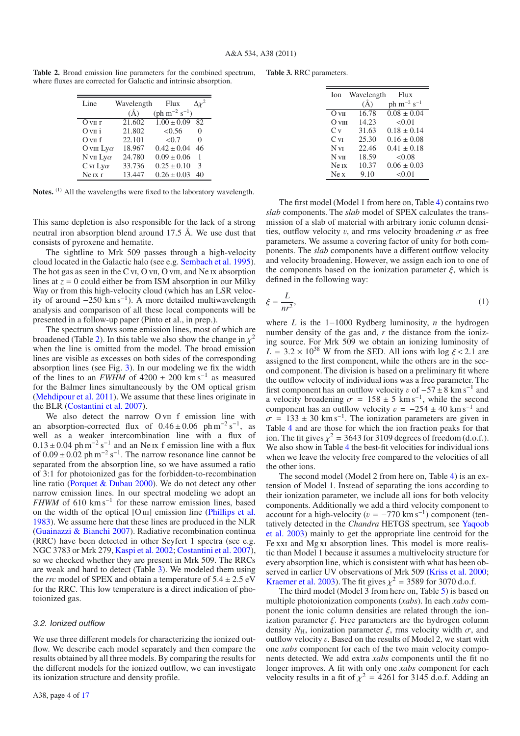**Table 2.** Broad emission line parameters for the combined spectrum, where fluxes are corrected for Galactic and intrinsic absorption.

| Line | Wavelength (Å) | Flux (ph m$^{-2}$ s$^{-1}$) | $\Delta\chi^2$ |
|---|---|---|---|
| O VII r | 21.602 | $1.00 \pm 0.09$ | 82 |
| O VII i | 21.802 | <0.56 | 0 |
| O VII f | 22.101 | <0.7 | 0 |
| O VIII Ly$\alpha$ | 18.967 | $0.42 \pm 0.04$ | 46 |
| N VII Ly$\alpha$ | 24.780 | $0.09 \pm 0.06$ | 1 |
| C VI Ly$\alpha$ | 33.736 | $0.25 \pm 0.10$ | 3 |
| Ne IX r | 13.447 | $0.26 \pm 0.03$ | 40 |

**Notes.** [(1)] All the wavelengths were fixed to the laboratory wavelength.

This same depletion is also responsible for the lack of a strong neutral iron absorption blend around 17.5 Å. We use dust that consists of pyroxene and hematite.

The sightline to Mrk 509 passes through a high-velocity cloud located in the Galactic halo (see e.g. Sembach et al. 1995). The hot gas as seen in the C VI, O VII, O VIII, and Ne IX absorption lines at $z = 0$ could either be from ISM absorption in our Milky Way or from this high-velocity cloud (which has an LSR velocity of around $-250$ km s$^{-1}$). A more detailed multiwavelength analysis and comparison of all these local components will be presented in a follow-up paper (Pinto et al., in prep.).

The spectrum shows some emission lines, most of which are broadened (Table 2). In this table we also show the change in $\chi^2$ when the line is omitted from the model. The broad emission lines are visible as excesses on both sides of the corresponding absorption lines (see Fig. 3). In our modeling we fix the width of the lines to an *FWHM* of $4200 \pm 200$ km s$^{-1}$ as measured for the Balmer lines simultaneously by the OM optical grism (Mehdipour et al. 2011). We assume that these lines originate in the BLR (Costantini et al. 2007).

We also detect the narrow O VII f emission line with an absorption-corrected flux of $0.46 \pm 0.06$ ph m$^{-2}$ s$^{-1}$, as well as a weaker intercombination line with a flux of $0.13 \pm 0.04$ ph m$^{-2}$ s$^{-1}$ and an Ne IX f emission line with a flux of $0.09 \pm 0.02$ ph m$^{-2}$ s$^{-1}$. The narrow resonance line cannot be separated from the absorption line, so we have assumed a ratio of 3:1 for photoionized gas for the forbidden-to-recombination line ratio (Porquet & Dubau 2000). We do not detect any other narrow emission lines. In our spectral modeling we adopt an *FHWM* of 610 km s$^{-1}$ for these narrow emission lines, based on the width of the optical [O III] emission line (Phillips et al. 1983). We assume here that these lines are produced in the NLR (Guainazzi & Bianchi 2007). Radiative recombination continua (RRC) have been detected in other Seyfert 1 spectra (see e.g. NGC 3783 or Mrk 279, Kaspi et al. 2002; Costantini et al. 2007), so we checked whether they are present in Mrk 509. The RRCs are weak and hard to detect (Table 3). We modeled them using the *rrc* model of SPEX and obtain a temperature of $5.4 \pm 2.5$ eV for the RRC. This low temperature is a direct indication of photoionized gas.

**Table 3.** RRC parameters.

| Ion | Wavelength (Å) | Flux ph m$^{-2}$ s$^{-1}$ |
|---|---|---|
| O VII | 16.78 | $0.08 \pm 0.04$ |
| O VIII | 14.23 | <0.01 |
| C V | 31.63 | $0.18 \pm 0.14$ |
| C VI | 25.30 | $0.16 \pm 0.08$ |
| N VI | 22.46 | $0.41 \pm 0.18$ |
| N VII | 18.59 | <0.08 |
| Ne IX | 10.37 | $0.06 \pm 0.03$ |
| Ne X | 9.10 | <0.01 |

### 3.2. Ionized outflow

We use three different models for characterizing the ionized outflow. We describe each model separately and then compare the results obtained by all three models. By comparing the results for the different models for the ionized outflow, we can investigate its ionization structure and density profile.

The first model (Model 1 from here on, Table 4) contains two *slab* components. The *slab* model of SPEX calculates the transmission of a slab of material with arbitrary ionic column densities, outflow velocity $v$, and rms velocity broadening $\sigma$ as free parameters. We assume a covering factor of unity for both components. The *slab* components have a different outflow velocity and velocity broadening. However, we assign each ion to one of the components based on the ionization parameter $\xi$, which is defined in the following way:

$$\xi = \frac{L}{nr^2}, \tag{1}$$

where $L$ is the 1−1000 Rydberg luminosity, $n$ the hydrogen number density of the gas and, $r$ the distance from the ionizing source. For Mrk 509 we obtain an ionizing luminosity of $L = 3.2 \times 10^{38}$ W from the SED. All ions with $\log \xi < 2.1$ are assigned to the first component, while the others are in the second component. The division is based on a preliminary fit where the outflow velocity of individual ions was a free parameter. The first component has an outflow velocity $v$ of $-57 \pm 8$ km s$^{-1}$ and a velocity broadening $\sigma = 158 \pm 5$ km s$^{-1}$, while the second component has an outflow velocity $v = -254 \pm 40$ km s$^{-1}$ and $\sigma = 133 \pm 30$ km s$^{-1}$. The ionization parameters are given in Table 4 and are those for which the ion fraction peaks for that ion. The fit gives $\chi^2 = 3643$ for 3109 degrees of freedom (d.o.f.). We also show in Table 4 the best-fit velocities for individual ions when we leave the velocity free compared to the velocities of all the other ions.

The second model (Model 2 from here on, Table 4) is an extension of Model 1. Instead of separating the ions according to their ionization parameter, we include all ions for both velocity components. Additionally we add a third velocity component to account for a high-velocity ($v = -770$ km s$^{-1}$) component (tentatively detected in the *Chandra* HETGS spectrum, see Yaqoob et al. 2003) mainly to get the appropriate line centroid for the Fe XXI and Mg XI absorption lines. This model is more realistic than Model 1 because it assumes a multivelocity structure for every absorption line, which is consistent with what has been observed in earlier UV observations of Mrk 509 (Kriss et al. 2000; Kraemer et al. 2003). The fit gives $\chi^2 = 3589$ for 3070 d.o.f.

The third model (Model 3 from here on, Table 5) is based on multiple photoionization components (*xabs*). In each *xabs* component the ionic column densities are related through the ionization parameter $\xi$. Free parameters are the hydrogen column density $N_{\rm H}$, ionization parameter $\xi$, rms velocity width $\sigma$, and outflow velocity $v$. Based on the results of Model 2, we start with one *xabs* component for each of the two main velocity components detected. We add extra *xabs* components until the fit no longer improves. A fit with only one *xabs* component for each velocity results in a fit of $\chi^2 = 4261$ for 3145 d.o.f. Adding an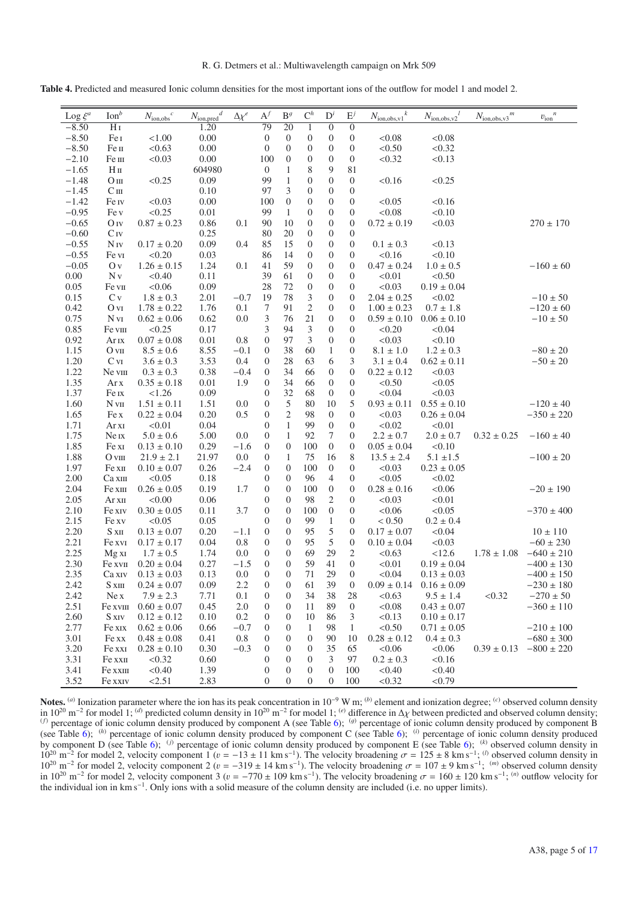**Table 4.** Predicted and measured Ionic column densities for the most important ions of the outflow for model 1 and model 2.

| Log $\xi$[a] | Ion[b] | $N_{\rm ion,obs}$[c] | $N_{\rm ion,pred}$[d] | $\Delta\chi$[e] | A[f] | B[g] | C[h] | D[i] | E[j] | $N_{\rm ion,obs,v1}$[k] | $N_{\rm ion,obs,v2}$[l] | $N_{\rm ion,obs,v3}$[m] | $v_{\rm ion}$[n] |
|---|---|---|---|---|---|---|---|---|---|---|---|---|---|
| −8.50 | H I | | 1.20 | | 79 | 20 | 1 | 0 | 0 | | | | |
| −8.50 | Fe I | <1.00 | 0.00 | | 0 | 0 | 0 | 0 | 0 | <0.08 | <0.08 | | |
| −8.50 | Fe II | <0.63 | 0.00 | | 0 | 0 | 0 | 0 | 0 | <0.50 | <0.32 | | |
| −2.10 | Fe III | <0.03 | 0.00 | | 100 | 0 | 0 | 0 | 0 | <0.32 | <0.13 | | |
| −1.65 | H II | | 604980 | | 0 | 1 | 8 | 9 | 81 | | | | |
| −1.48 | O III | <0.25 | 0.09 | | 99 | 1 | 0 | 0 | 0 | <0.16 | <0.25 | | |
| −1.45 | C III | | 0.10 | | 97 | 3 | 0 | 0 | 0 | | | | |
| −1.42 | Fe IV | <0.03 | 0.00 | | 100 | 0 | 0 | 0 | 0 | <0.05 | <0.16 | | |
| −0.95 | Fe V | <0.25 | 0.01 | | 99 | 1 | 0 | 0 | 0 | <0.08 | <0.10 | | |
| −0.65 | O IV | 0.87 ± 0.23 | 0.86 | 0.1 | 90 | 10 | 0 | 0 | 0 | 0.72 ± 0.19 | <0.03 | | 270 ± 170 |
| −0.60 | C IV | | 0.25 | | 80 | 20 | 0 | 0 | 0 | | | | |
| −0.55 | N IV | 0.17 ± 0.20 | 0.09 | 0.4 | 85 | 15 | 0 | 0 | 0 | 0.1 ± 0.3 | <0.13 | | |
| −0.55 | Fe VI | <0.20 | 0.03 | | 86 | 14 | 0 | 0 | 0 | <0.16 | <0.10 | | |
| −0.05 | O V | 1.26 ± 0.15 | 1.24 | 0.1 | 41 | 59 | 0 | 0 | 0 | 0.47 ± 0.24 | 1.0 ± 0.5 | | −160 ± 60 |
| 0.00 | N V | <0.40 | 0.11 | | 39 | 61 | 0 | 0 | 0 | <0.01 | <0.50 | | |
| 0.05 | Fe VII | <0.06 | 0.09 | | 28 | 72 | 0 | 0 | 0 | <0.03 | 0.19 ± 0.04 | | |
| 0.15 | C V | 1.8 ± 0.3 | 2.01 | −0.7 | 19 | 78 | 3 | 0 | 0 | 2.04 ± 0.25 | <0.02 | | −10 ± 50 |
| 0.42 | O VI | 1.78 ± 0.22 | 1.76 | 0.1 | 7 | 91 | 2 | 0 | 0 | 1.00 ± 0.23 | 0.7 ± 1.8 | | −120 ± 60 |
| 0.75 | N VI | 0.62 ± 0.06 | 0.62 | 0.0 | 3 | 76 | 21 | 0 | 0 | 0.59 ± 0.10 | 0.06 ± 0.10 | | −10 ± 50 |
| 0.85 | Fe VIII | <0.25 | 0.17 | | 3 | 94 | 3 | 0 | 0 | <0.20 | <0.04 | | |
| 0.92 | Ar IX | 0.07 ± 0.08 | 0.01 | 0.8 | 0 | 97 | 3 | 0 | 0 | <0.03 | <0.10 | | |
| 1.15 | O VII | 8.5 ± 0.6 | 8.55 | −0.1 | 0 | 38 | 60 | 1 | 0 | 8.1 ± 1.0 | 1.2 ± 0.3 | | −80 ± 20 |
| 1.20 | C VI | 3.6 ± 0.3 | 3.53 | 0.4 | 0 | 28 | 63 | 6 | 3 | 3.1 ± 0.4 | 0.62 ± 0.11 | | −50 ± 20 |
| 1.22 | Ne VIII | 0.3 ± 0.3 | 0.38 | −0.4 | 0 | 34 | 66 | 0 | 0 | 0.22 ± 0.12 | <0.03 | | |
| 1.35 | Ar X | 0.35 ± 0.18 | 0.01 | 1.9 | 0 | 34 | 66 | 0 | 0 | <0.50 | <0.05 | | |
| 1.37 | Fe IX | <1.26 | 0.09 | | 0 | 32 | 68 | 0 | 0 | <0.04 | <0.03 | | |
| 1.60 | N VII | 1.51 ± 0.11 | 1.51 | 0.0 | 0 | 5 | 80 | 10 | 5 | 0.93 ± 0.11 | 0.55 ± 0.10 | | −120 ± 40 |
| 1.65 | Fe X | 0.22 ± 0.04 | 0.20 | 0.5 | 0 | 2 | 98 | 0 | 0 | <0.03 | 0.26 ± 0.04 | | −350 ± 220 |
| 1.71 | Ar XI | <0.01 | 0.04 | | 0 | 1 | 99 | 0 | 0 | <0.02 | <0.01 | | |
| 1.75 | Ne IX | 5.0 ± 0.6 | 5.00 | 0.0 | 0 | 1 | 92 | 7 | 0 | 2.2 ± 0.7 | 2.0 ± 0.7 | 0.32 ± 0.25 | −160 ± 40 |
| 1.85 | Fe XI | 0.13 ± 0.10 | 0.29 | −1.6 | 0 | 0 | 100 | 0 | 0 | 0.05 ± 0.04 | <0.10 | | |
| 1.88 | O VIII | 21.9 ± 2.1 | 21.97 | 0.0 | 0 | 1 | 75 | 16 | 8 | 13.5 ± 2.4 | 5.1 ±1.5 | | −100 ± 20 |
| 1.97 | Fe XII | 0.10 ± 0.07 | 0.26 | −2.4 | 0 | 0 | 100 | 0 | 0 | <0.03 | 0.23 ± 0.05 | | |
| 2.00 | Ca XIII | <0.05 | 0.18 | | 0 | 0 | 96 | 4 | 0 | <0.05 | <0.02 | | |
| 2.04 | Fe XIII | 0.26 ± 0.05 | 0.19 | 1.7 | 0 | 0 | 100 | 0 | 0 | 0.28 ± 0.16 | <0.06 | | −20 ± 190 |
| 2.05 | Ar XII | <0.00 | 0.06 | | 0 | 0 | 98 | 2 | 0 | <0.03 | <0.01 | | |
| 2.10 | Fe XIV | 0.30 ± 0.05 | 0.11 | 3.7 | 0 | 0 | 100 | 0 | 0 | <0.06 | <0.05 | | −370 ± 400 |
| 2.15 | Fe XV | <0.05 | 0.05 | | 0 | 0 | 99 | 1 | 0 | < 0.50 | 0.2 ± 0.4 | | |
| 2.20 | S XII | 0.13 ± 0.07 | 0.20 | −1.1 | 0 | 0 | 95 | 5 | 0 | 0.17 ± 0.07 | <0.04 | | 10 ± 110 |
| 2.21 | Fe XVI | 0.17 ± 0.17 | 0.04 | 0.8 | 0 | 0 | 95 | 5 | 0 | 0.10 ± 0.04 | <0.03 | | −60 ± 230 |
| 2.25 | Mg XI | 1.7 ± 0.5 | 1.74 | 0.0 | 0 | 0 | 69 | 29 | 2 | <0.63 | <12.6 | 1.78 ± 1.08 | −640 ± 210 |
| 2.30 | Fe XVII | 0.20 ± 0.04 | 0.27 | −1.5 | 0 | 0 | 59 | 41 | 0 | <0.01 | 0.19 ± 0.04 | | −400 ± 130 |
| 2.35 | Ca XIV | 0.13 ± 0.03 | 0.13 | 0.0 | 0 | 0 | 71 | 29 | 0 | <0.04 | 0.13 ± 0.03 | | −400 ± 150 |
| 2.42 | S XIII | 0.24 ± 0.07 | 0.09 | 2.2 | 0 | 0 | 61 | 39 | 0 | 0.09 ± 0.14 | 0.16 ± 0.09 | | −230 ± 180 |
| 2.42 | Ne X | 7.9 ± 2.3 | 7.71 | 0.1 | 0 | 0 | 34 | 38 | 28 | <0.63 | 9.5 ± 1.4 | <0.32 | −270 ± 50 |
| 2.51 | Fe XVIII | 0.60 ± 0.07 | 0.45 | 2.0 | 0 | 0 | 11 | 89 | 0 | <0.08 | 0.43 ± 0.07 | | −360 ± 110 |
| 2.60 | S XIV | 0.12 ± 0.12 | 0.10 | 0.2 | 0 | 0 | 10 | 86 | 3 | <0.13 | 0.10 ± 0.17 | | |
| 2.77 | Fe XIX | 0.62 ± 0.06 | 0.66 | −0.7 | 0 | 0 | 1 | 98 | 1 | <0.50 | 0.71 ± 0.05 | | −210 ± 100 |
| 3.01 | Fe XX | 0.48 ± 0.08 | 0.41 | 0.8 | 0 | 0 | 0 | 90 | 10 | 0.28 ± 0.12 | 0.4 ± 0.3 | | −680 ± 300 |
| 3.20 | Fe XXI | 0.28 ± 0.10 | 0.30 | −0.3 | 0 | 0 | 0 | 35 | 65 | <0.06 | <0.06 | 0.39 ± 0.13 | −800 ± 220 |
| 3.31 | Fe XXII | <0.32 | 0.60 | | 0 | 0 | 0 | 3 | 97 | 0.2 ± 0.3 | <0.16 | | |
| 3.41 | Fe XXIII | <0.40 | 1.39 | | 0 | 0 | 0 | 0 | 100 | <0.40 | <0.40 | | |
| 3.52 | Fe XXIV | <2.51 | 2.83 | | 0 | 0 | 0 | 0 | 100 | <0.32 | <0.79 | | |

**Notes.** [(a)] Ionization parameter where the ion has its peak concentration in $10^{-9}$ W m; [(b)] element and ionization degree; [(c)] observed column density in $10^{20}$ m$^{-2}$ for model 1; [(d)] predicted column density in $10^{20}$ m$^{-2}$ for model 1; [(e)] difference in $\Delta\chi$ between predicted and observed column density; [(f)] percentage of ionic column density produced by component A (see Table 6); [(g)] percentage of ionic column density produced by component B (see Table 6); [(h)] percentage of ionic column density produced by component C (see Table 6); [(i)] percentage of ionic column density produced by component D (see Table 6); [(j)] percentage of ionic column density produced by component E (see Table 6); [(k)] observed column density in $10^{20}$ m$^{-2}$ for model 2, velocity component 1 ($v = -13 \pm 11$ km s$^{-1}$). The velocity broadening $\sigma = 125 \pm 8$ km s$^{-1}$; [(l)] observed column density in $10^{20}$ m$^{-2}$ for model 2, velocity component 2 ($v = -319 \pm 14$ km s$^{-1}$). The velocity broadening $\sigma = 107 \pm 9$ km s$^{-1}$; [(m)] observed column density in $10^{20}$ m$^{-2}$ for model 2, velocity component 3 ($v = -770 \pm 109$ km s$^{-1}$). The velocity broadening $\sigma = 160 \pm 120$ km s$^{-1}$; [(n)] outflow velocity for the individual ion in km s$^{-1}$. Only ions with a solid measure of the column density are included (i.e. no upper limits).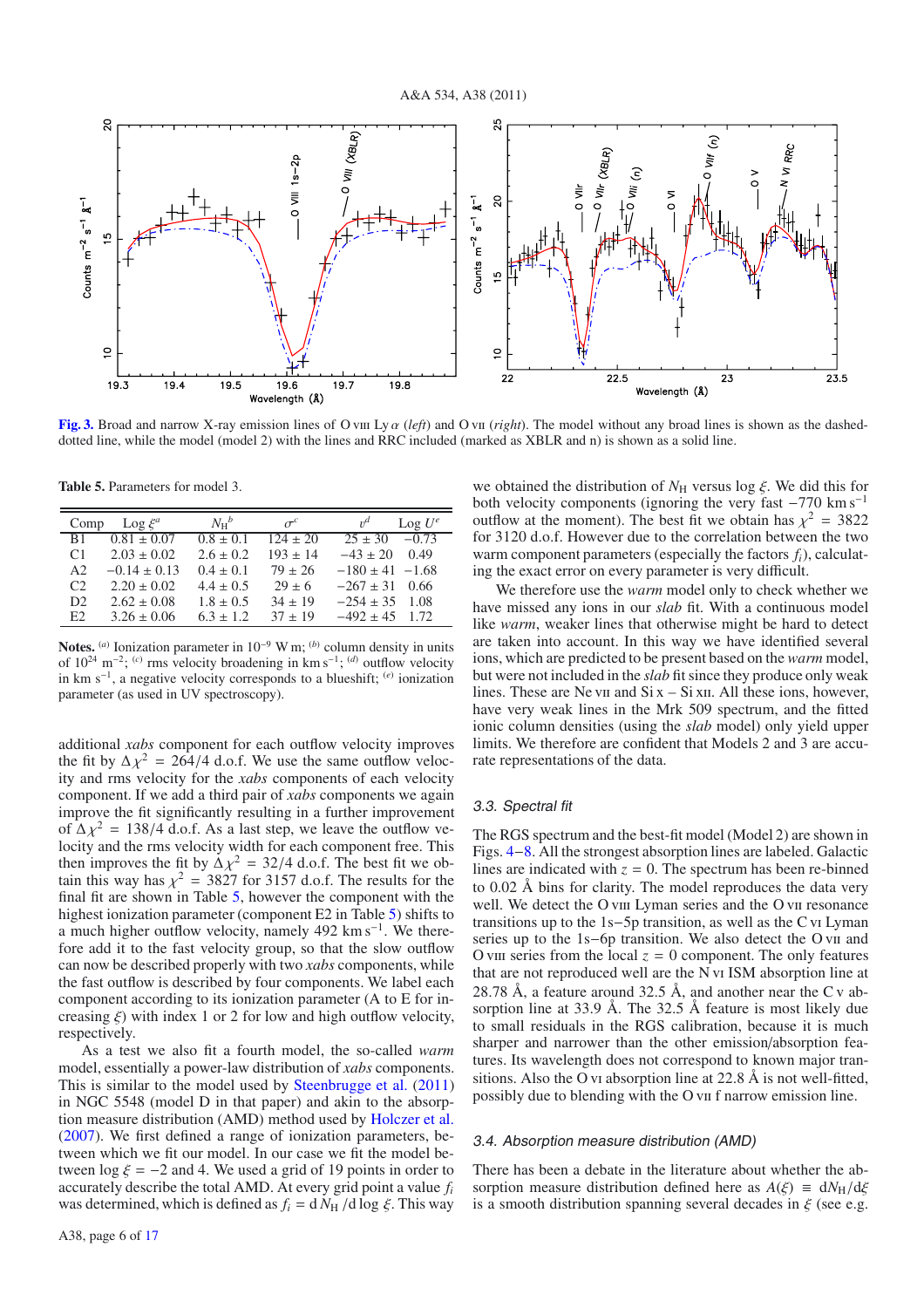Fig. 3. Broad and narrow X-ray emission lines of O viii Ly $\alpha$ (*left*) and O vii (*right*). The model without any broad lines is shown as the dashed-dotted line, while the model (model 2) with the lines and RRC included (marked as XBLR and n) is shown as a solid line.

**Table 5.** Parameters for model 3.

| Comp | Log $\xi^{a}$ | $N_H{}^{b}$ | $\sigma^{c}$ | $v^{d}$ | Log $U^{e}$ |
|---|---|---|---|---|---|
| B1 | 0.81 ± 0.07 | 0.8 ± 0.1 | 124 ± 20 | 25 ± 30 | −0.73 |
| C1 | 2.03 ± 0.02 | 2.6 ± 0.2 | 193 ± 14 | −43 ± 20 | 0.49 |
| A2 | −0.14 ± 0.13 | 0.4 ± 0.1 | 79 ± 26 | −180 ± 41 | −1.68 |
| C2 | 2.20 ± 0.02 | 4.4 ± 0.5 | 29 ± 6 | −267 ± 31 | 0.66 |
| D2 | 2.62 ± 0.08 | 1.8 ± 0.5 | 34 ± 19 | −254 ± 35 | 1.08 |
| E2 | 3.26 ± 0.06 | 6.3 ± 1.2 | 37 ± 19 | −492 ± 45 | 1.72 |

**Notes.** [a] Ionization parameter in $10^{-9}$ W m; [b] column density in units of $10^{24}$ m$^{-2}$; [c] rms velocity broadening in km s$^{-1}$; [d] outflow velocity in km s$^{-1}$, a negative velocity corresponds to a blueshift; [e] ionization parameter (as used in UV spectroscopy).

additional *xabs* component for each outflow velocity improves the fit by $\Delta\chi^2 = 264/4$ d.o.f. We use the same outflow velocity and rms velocity for the *xabs* components of each velocity component. If we add a third pair of *xabs* components we again improve the fit significantly resulting in a further improvement of $\Delta\chi^2 = 138/4$ d.o.f. As a last step, we leave the outflow velocity and the rms velocity width for each component free. This then improves the fit by $\Delta\chi^2 = 32/4$ d.o.f. The best fit we obtain this way has $\chi^2 = 3827$ for 3157 d.o.f. The results for the final fit are shown in Table 5, however the component with the highest ionization parameter (component E2 in Table 5) shifts to a much higher outflow velocity, namely 492 km s$^{-1}$. We therefore add it to the fast velocity group, so that the slow outflow can now be described properly with two *xabs* components, while the fast outflow is described by four components. We label each component according to its ionization parameter (A to E for increasing $\xi$) with index 1 or 2 for low and high outflow velocity, respectively.

As a test we also fit a fourth model, the so-called *warm* model, essentially a power-law distribution of *xabs* components. This is similar to the model used by Steenbrugge et al. (2011) in NGC 5548 (model D in that paper) and akin to the absorption measure distribution (AMD) method used by Holczer et al. (2007). We first defined a range of ionization parameters, between which we fit our model. In our case we fit the model between log $\xi = -2$ and 4. We used a grid of 19 points in order to accurately describe the total AMD. At every grid point a value $f_i$ was determined, which is defined as $f_i = \mathrm{d}N_H/\mathrm{d}\log\xi$. This way we obtained the distribution of $N_H$ versus log $\xi$. We did this for both velocity components (ignoring the very fast −770 km s$^{-1}$ outflow at the moment). The best fit we obtain has $\chi^2 = 3822$ for 3120 d.o.f. However due to the correlation between the two warm component parameters (especially the factors $f_i$), calculating the exact error on every parameter is very difficult.

We therefore use the *warm* model only to check whether we have missed any ions in our *slab* fit. With a continuous model like *warm*, weaker lines that otherwise might be hard to detect are taken into account. In this way we have identified several ions, which are predicted to be present based on the *warm* model, but were not included in the *slab* fit since they produce only weak lines. These are Ne vii and Si x – Si xii. All these ions, however, have very weak lines in the Mrk 509 spectrum, and the fitted ionic column densities (using the *slab* model) only yield upper limits. We therefore are confident that Models 2 and 3 are accurate representations of the data.

### 3.3. Spectral fit

The RGS spectrum and the best-fit model (Model 2) are shown in Figs. 4–8. All the strongest absorption lines are labeled. Galactic lines are indicated with $z = 0$. The spectrum has been re-binned to 0.02 Å bins for clarity. The model reproduces the data very well. We detect the O viii Lyman series and the O vii resonance transitions up to the 1s−5p transition, as well as the C vi Lyman series up to the 1s−6p transition. We also detect the O vii and O viii series from the local $z = 0$ component. The only features that are not reproduced well are the N vi ISM absorption line at 28.78 Å, a feature around 32.5 Å, and another near the C v absorption line at 33.9 Å. The 32.5 Å feature is most likely due to small residuals in the RGS calibration, because it is much sharper and narrower than the other emission/absorption features. Its wavelength does not correspond to known major transitions. Also the O vi absorption line at 22.8 Å is not well-fitted, possibly due to blending with the O vii f narrow emission line.

### 3.4. Absorption measure distribution (AMD)

There has been a debate in the literature about whether the absorption measure distribution defined here as $A(\xi) \equiv \mathrm{d}N_H/\mathrm{d}\xi$ is a smooth distribution spanning several decades in $\xi$ (see e.g.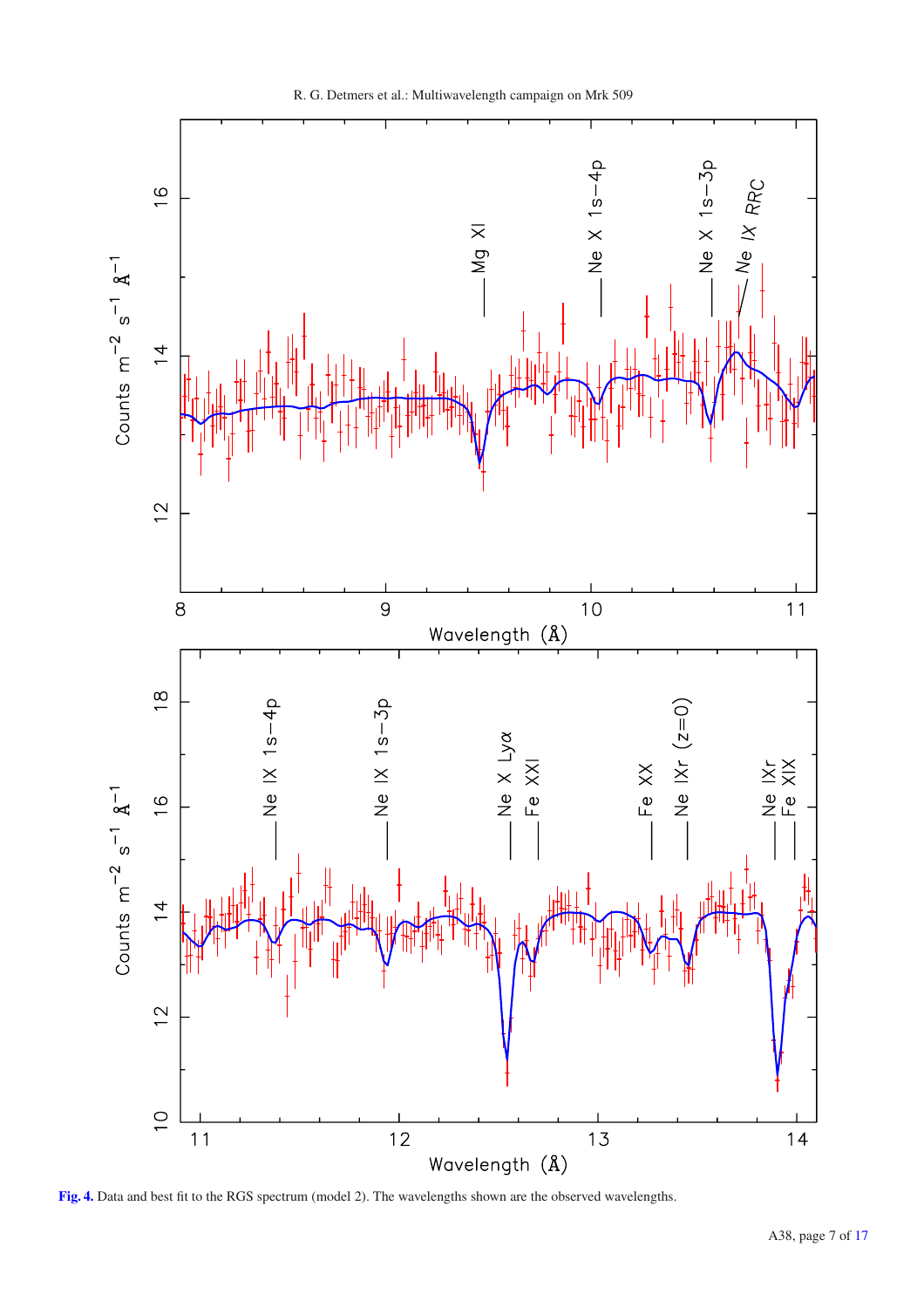**Fig. 4.** Data and best fit to the RGS spectrum (model 2). The wavelengths shown are the observed wavelengths.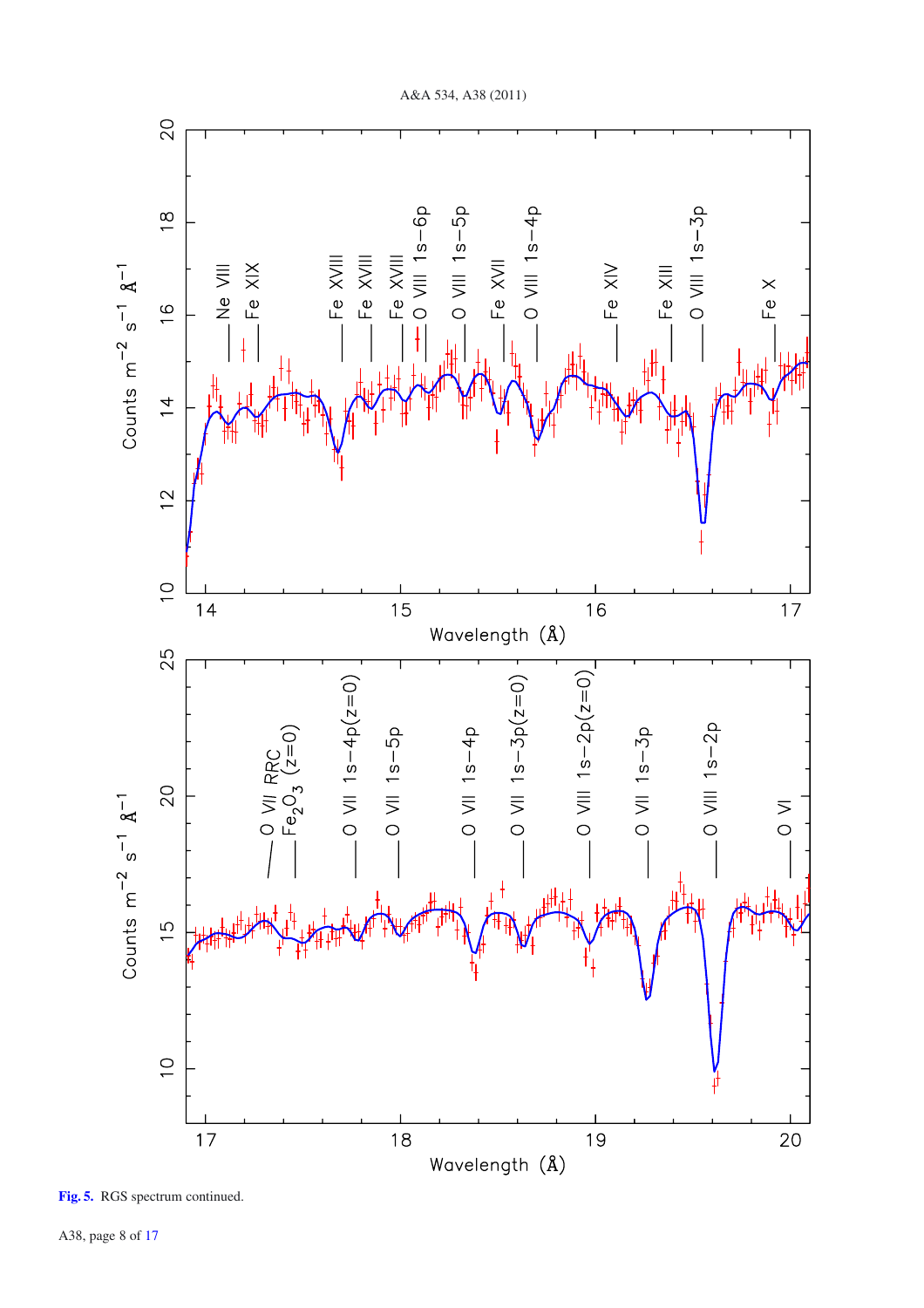**Fig. 5.** RGS spectrum continued.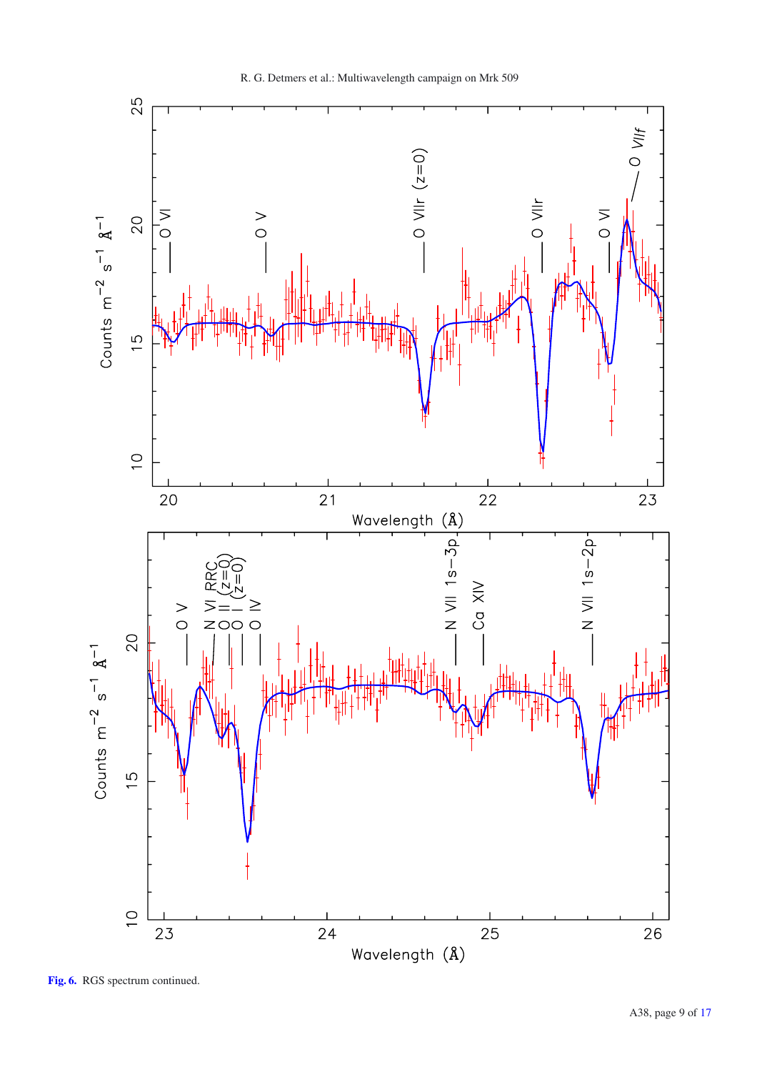Fig. 6. RGS spectrum continued.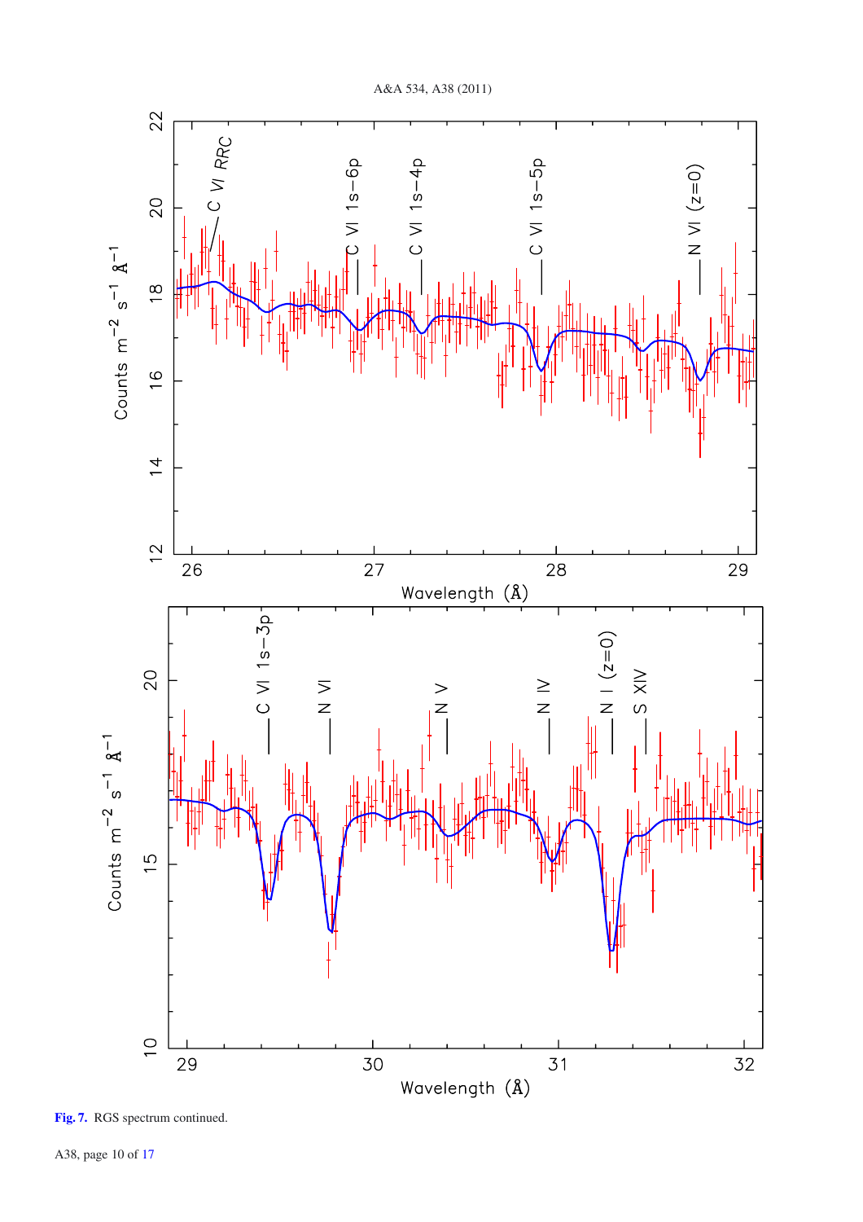Fig. 7. RGS spectrum continued.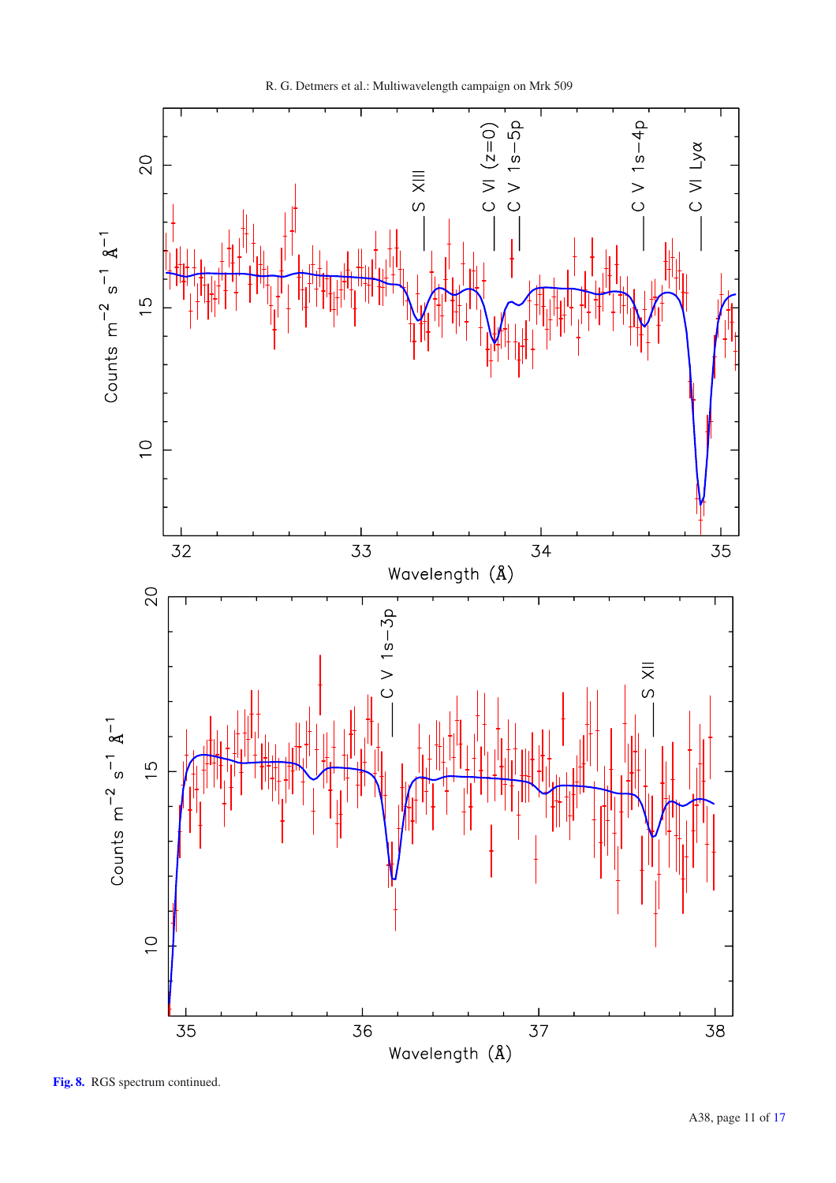**Fig. 8.** RGS spectrum continued.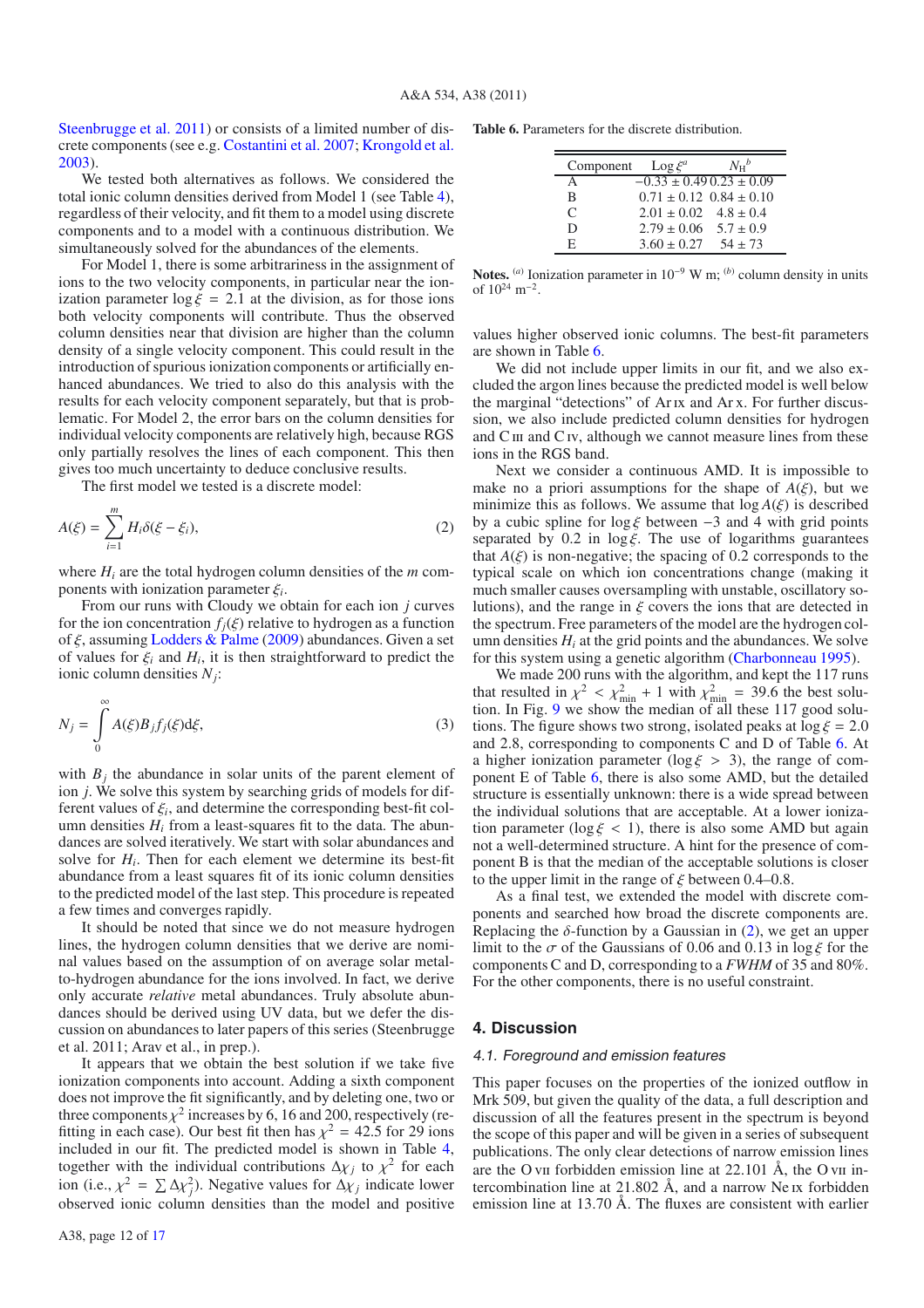Steenbrugge et al. 2011) or consists of a limited number of discrete components (see e.g. Costantini et al. 2007; Krongold et al. 2003).

We tested both alternatives as follows. We considered the total ionic column densities derived from Model 1 (see Table 4), regardless of their velocity, and fit them to a model using discrete components and to a model with a continuous distribution. We simultaneously solved for the abundances of the elements.

For Model 1, there is some arbitrariness in the assignment of ions to the two velocity components, in particular near the ionization parameter $\log\xi = 2.1$ at the division, as for those ions both velocity components will contribute. Thus the observed column densities near that division are higher than the column density of a single velocity component. This could result in the introduction of spurious ionization components or artificially enhanced abundances. We tried to also do this analysis with the results for each velocity component separately, but that is problematic. For Model 2, the error bars on the column densities for individual velocity components are relatively high, because RGS only partially resolves the lines of each component. This then gives too much uncertainty to deduce conclusive results.

The first model we tested is a discrete model:

$$A(\xi) = \sum_{i=1}^{m} H_i \delta(\xi - \xi_i), \tag{2}$$

where $H_i$ are the total hydrogen column densities of the $m$ components with ionization parameter $\xi_i$.

From our runs with Cloudy we obtain for each ion $j$ curves for the ion concentration $f_j(\xi)$ relative to hydrogen as a function of $\xi$, assuming Lodders & Palme (2009) abundances. Given a set of values for $\xi_i$ and $H_i$, it is then straightforward to predict the ionic column densities $N_j$:

$$N_j = \int_0^\infty A(\xi) B_j f_j(\xi) \mathrm{d}\xi, \tag{3}$$

with $B_j$ the abundance in solar units of the parent element of ion $j$. We solve this system by searching grids of models for different values of $\xi_i$, and determine the corresponding best-fit column densities $H_i$ from a least-squares fit to the data. The abundances are solved iteratively. We start with solar abundances and solve for $H_i$. Then for each element we determine its best-fit abundance from a least squares fit of its ionic column densities to the predicted model of the last step. This procedure is repeated a few times and converges rapidly.

It should be noted that since we do not measure hydrogen lines, the hydrogen column densities that we derive are nominal values based on the assumption of on average solar metal-to-hydrogen abundance for the ions involved. In fact, we derive only accurate *relative* metal abundances. Truly absolute abundances should be derived using UV data, but we defer the discussion on abundances to later papers of this series (Steenbrugge et al. 2011; Arav et al., in prep.).

It appears that we obtain the best solution if we take five ionization components into account. Adding a sixth component does not improve the fit significantly, and by deleting one, two or three components $\chi^2$ increases by 6, 16 and 200, respectively (refitting in each case). Our best fit then has $\chi^2 = 42.5$ for 29 ions included in our fit. The predicted model is shown in Table 4, together with the individual contributions $\Delta\chi_j$ to $\chi^2$ for each ion (i.e., $\chi^2 = \sum \Delta\chi_j^2$). Negative values for $\Delta\chi_j$ indicate lower observed ionic column densities than the model and positive values higher observed ionic columns. The best-fit parameters are shown in Table 6.

**Table 6.** Parameters for the discrete distribution.

| Component | Log $\xi^a$ | $N_{\mathrm{H}}^b$ |
|---|---|---|
| A | $-0.33 \pm 0.49$ | $0.23 \pm 0.09$ |
| B | $0.71 \pm 0.12$ | $0.84 \pm 0.10$ |
| C | $2.01 \pm 0.02$ | $4.8 \pm 0.4$ |
| D | $2.79 \pm 0.06$ | $5.7 \pm 0.9$ |
| E | $3.60 \pm 0.27$ | $54 \pm 73$ |

**Notes.** [a] Ionization parameter in $10^{-9}$ W m; [b] column density in units of $10^{24}$ m$^{-2}$.

We did not include upper limits in our fit, and we also excluded the argon lines because the predicted model is well below the marginal "detections" of Ar IX and Ar X. For further discussion, we also include predicted column densities for hydrogen and C III and C IV, although we cannot measure lines from these ions in the RGS band.

Next we consider a continuous AMD. It is impossible to make no a priori assumptions for the shape of $A(\xi)$, but we minimize this as follows. We assume that $\log A(\xi)$ is described by a cubic spline for $\log\xi$ between $-3$ and 4 with grid points separated by 0.2 in $\log\xi$. The use of logarithms guarantees that $A(\xi)$ is non-negative; the spacing of 0.2 corresponds to the typical scale on which ion concentrations change (making it much smaller causes oversampling with unstable, oscillatory solutions), and the range in $\xi$ covers the ions that are detected in the spectrum. Free parameters of the model are the hydrogen column densities $H_i$ at the grid points and the abundances. We solve for this system using a genetic algorithm (Charbonneau 1995).

We made 200 runs with the algorithm, and kept the 117 runs that resulted in $\chi^2 < \chi^2_{\mathrm{min}} + 1$ with $\chi^2_{\mathrm{min}} = 39.6$ the best solution. In Fig. 9 we show the median of all these 117 good solutions. The figure shows two strong, isolated peaks at $\log\xi = 2.0$ and 2.8, corresponding to components C and D of Table 6. At a higher ionization parameter ($\log\xi > 3$), the range of component E of Table 6, there is also some AMD, but the detailed structure is essentially unknown: there is a wide spread between the individual solutions that are acceptable. At a lower ionization parameter ($\log\xi < 1$), there is also some AMD but again not a well-determined structure. A hint for the presence of component B is that the median of the acceptable solutions is closer to the upper limit in the range of $\xi$ between 0.4–0.8.

As a final test, we extended the model with discrete components and searched how broad the discrete components are. Replacing the $\delta$-function by a Gaussian in (2), we get an upper limit to the $\sigma$ of the Gaussians of 0.06 and 0.13 in $\log\xi$ for the components C and D, corresponding to a *FWHM* of 35 and 80%. For the other components, there is no useful constraint.

## 4. Discussion

### 4.1. Foreground and emission features

This paper focuses on the properties of the ionized outflow in Mrk 509, but given the quality of the data, a full description and discussion of all the features present in the spectrum is beyond the scope of this paper and will be given in a series of subsequent publications. The only clear detections of narrow emission lines are the O VII forbidden emission line at 22.101 Å, the O VII intercombination line at 21.802 Å, and a narrow Ne IX forbidden emission line at 13.70 Å. The fluxes are consistent with earlier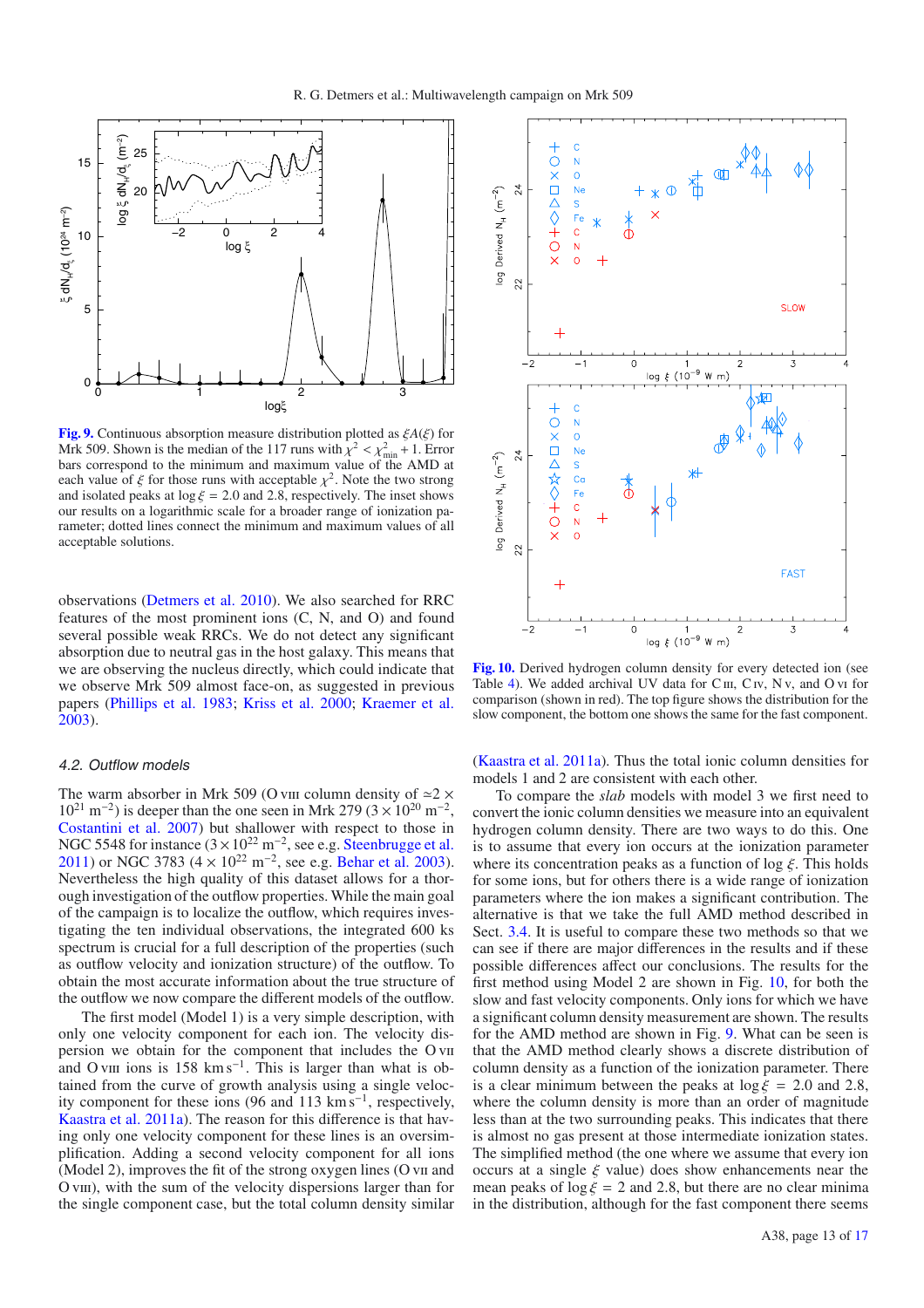Fig. 9. Continuous absorption measure distribution plotted as $\xi A(\xi)$ for Mrk 509. Shown is the median of the 117 runs with $\chi^2 < \chi^2_{\rm min} + 1$. Error bars correspond to the minimum and maximum value of the AMD at each value of $\xi$ for those runs with acceptable $\chi^2$. Note the two strong and isolated peaks at $\log \xi = 2.0$ and 2.8, respectively. The inset shows our results on a logarithmic scale for a broader range of ionization parameter; dotted lines connect the minimum and maximum values of all acceptable solutions.

Fig. 10. Derived hydrogen column density for every detected ion (see Table 4). We added archival UV data for C III, C IV, N V, and O VI for comparison (shown in red). The top figure shows the distribution for the slow component, the bottom one shows the same for the fast component.

observations (Detmers et al. 2010). We also searched for RRC features of the most prominent ions (C, N, and O) and found several possible weak RRCs. We do not detect any significant absorption due to neutral gas in the host galaxy. This means that we are observing the nucleus directly, which could indicate that we observe Mrk 509 almost face-on, as suggested in previous papers (Phillips et al. 1983; Kriss et al. 2000; Kraemer et al. 2003).

### 4.2. Outflow models

The warm absorber in Mrk 509 (O VIII column density of $\approx 2 \times 10^{21}$ m$^{-2}$) is deeper than the one seen in Mrk 279 ($3 \times 10^{20}$ m$^{-2}$, Costantini et al. 2007) but shallower with respect to those in NGC 5548 for instance ($3 \times 10^{22}$ m$^{-2}$, see e.g. Steenbrugge et al. 2011) or NGC 3783 ($4 \times 10^{22}$ m$^{-2}$, see e.g. Behar et al. 2003). Nevertheless the high quality of this dataset allows for a thorough investigation of the outflow properties. While the main goal of the campaign is to localize the outflow, which requires investigating the ten individual observations, the integrated 600 ks spectrum is crucial for a full description of the properties (such as outflow velocity and ionization structure) of the outflow. To obtain the most accurate information about the true structure of the outflow we now compare the different models of the outflow.

The first model (Model 1) is a very simple description, with only one velocity component for each ion. The velocity dispersion we obtain for the component that includes the O VII and O VIII ions is 158 km s$^{-1}$. This is larger than what is obtained from the curve of growth analysis using a single velocity component for these ions (96 and 113 km s$^{-1}$, respectively, Kaastra et al. 2011a). The reason for this difference is that having only one velocity component for these lines is an oversimplification. Adding a second velocity component for all ions (Model 2), improves the fit of the strong oxygen lines (O VII and O VIII), with the sum of the velocity dispersions larger than for the single component case, but the total column density similar (Kaastra et al. 2011a). Thus the total ionic column densities for models 1 and 2 are consistent with each other.

To compare the *slab* models with model 3 we first need to convert the ionic column densities we measure into an equivalent hydrogen column density. There are two ways to do this. One is to assume that every ion occurs at the ionization parameter where its concentration peaks as a function of $\log \xi$. This holds for some ions, but for others there is a wide range of ionization parameters where the ion makes a significant contribution. The alternative is that we take the full AMD method described in Sect. 3.4. It is useful to compare these two methods so that we can see if there are major differences in the results and if these possible differences affect our conclusions. The results for the first method using Model 2 are shown in Fig. 10, for both the slow and fast velocity components. Only ions for which we have a significant column density measurement are shown. The results for the AMD method are shown in Fig. 9. What can be seen is that the AMD method clearly shows a discrete distribution of column density as a function of the ionization parameter. There is a clear minimum between the peaks at $\log \xi = 2.0$ and 2.8, where the column density is more than an order of magnitude less than at the two surrounding peaks. This indicates that there is almost no gas present at those intermediate ionization states. The simplified method (the one where we assume that every ion occurs at a single $\xi$ value) does show enhancements near the mean peaks of $\log \xi = 2$ and 2.8, but there are no clear minima in the distribution, although for the fast component there seems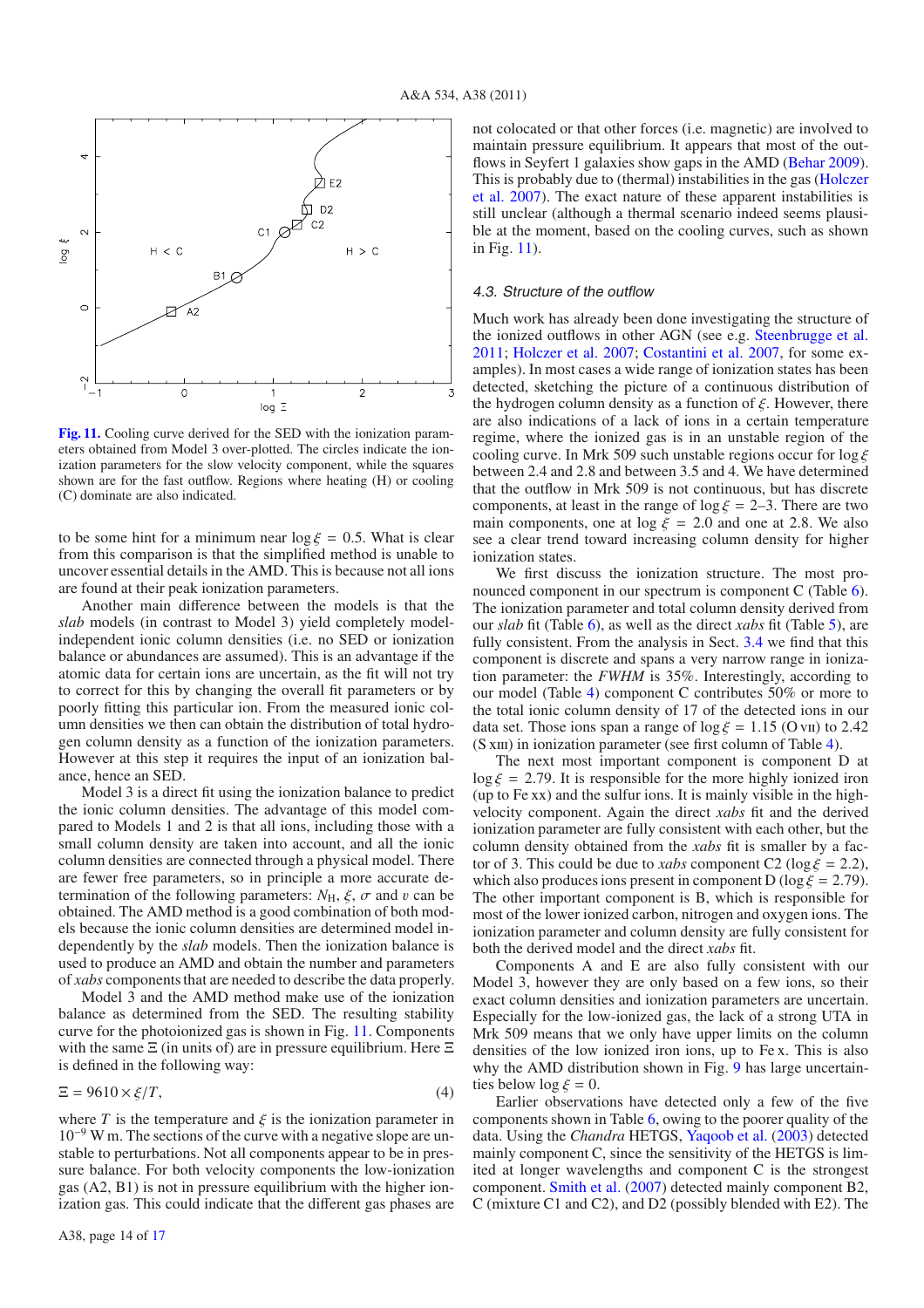Fig. 11. Cooling curve derived for the SED with the ionization parameters obtained from Model 3 over-plotted. The circles indicate the ionization parameters for the slow velocity component, while the squares shown are for the fast outflow. Regions where heating (H) or cooling (C) dominate are also indicated.

to be some hint for a minimum near $\log \xi = 0.5$. What is clear from this comparison is that the simplified method is unable to uncover essential details in the AMD. This is because not all ions are found at their peak ionization parameters.

Another main difference between the models is that the *slab* models (in contrast to Model 3) yield completely model-independent ionic column densities (i.e. no SED or ionization balance or abundances are assumed). This is an advantage if the atomic data for certain ions are uncertain, as the fit will not try to correct for this by changing the overall fit parameters or by poorly fitting this particular ion. From the measured ionic column densities we then can obtain the distribution of total hydrogen column density as a function of the ionization parameters. However at this step it requires the input of an ionization balance, hence an SED.

Model 3 is a direct fit using the ionization balance to predict the ionic column densities. The advantage of this model compared to Models 1 and 2 is that all ions, including those with a small column density are taken into account, and all the ionic column densities are connected through a physical model. There are fewer free parameters, so in principle a more accurate determination of the following parameters: $N_{\rm H}$, $\xi$, $\sigma$ and $v$ can be obtained. The AMD method is a good combination of both models because the ionic column densities are determined model independently by the *slab* models. Then the ionization balance is used to produce an AMD and obtain the number and parameters of *xabs* components that are needed to describe the data properly.

Model 3 and the AMD method make use of the ionization balance as determined from the SED. The resulting stability curve for the photoionized gas is shown in Fig. 11. Components with the same $\Xi$ (in units of) are in pressure equilibrium. Here $\Xi$ is defined in the following way:

$$\Xi = 9610 \times \xi / T, \tag{4}$$

where $T$ is the temperature and $\xi$ is the ionization parameter in $10^{-9}$ W m. The sections of the curve with a negative slope are unstable to perturbations. Not all components appear to be in pressure balance. For both velocity components the low-ionization gas (A2, B1) is not in pressure equilibrium with the higher ionization gas. This could indicate that the different gas phases are not colocated or that other forces (i.e. magnetic) are involved to maintain pressure equilibrium. It appears that most of the outflows in Seyfert 1 galaxies show gaps in the AMD (Behar 2009). This is probably due to (thermal) instabilities in the gas (Holczer et al. 2007). The exact nature of these apparent instabilities is still unclear (although a thermal scenario indeed seems plausible at the moment, based on the cooling curves, such as shown in Fig. 11).

### 4.3. Structure of the outflow

Much work has already been done investigating the structure of the ionized outflows in other AGN (see e.g. Steenbrugge et al. 2011; Holczer et al. 2007; Costantini et al. 2007, for some examples). In most cases a wide range of ionization states has been detected, sketching the picture of a continuous distribution of the hydrogen column density as a function of $\xi$. However, there are also indications of a lack of ions in a certain temperature regime, where the ionized gas is in an unstable region of the cooling curve. In Mrk 509 such unstable regions occur for $\log \xi$ between 2.4 and 2.8 and between 3.5 and 4. We have determined that the outflow in Mrk 509 is not continuous, but has discrete components, at least in the range of $\log \xi = 2$–3. There are two main components, one at $\log \xi = 2.0$ and one at 2.8. We also see a clear trend toward increasing column density for higher ionization states.

We first discuss the ionization structure. The most pronounced component in our spectrum is component C (Table 6). The ionization parameter and total column density derived from our *slab* fit (Table 6), as well as the direct *xabs* fit (Table 5), are fully consistent. From the analysis in Sect. 3.4 we find that this component is discrete and spans a very narrow range in ionization parameter: the *FWHM* is 35%. Interestingly, according to our model (Table 4) component C contributes 50% or more to the total ionic column density of 17 of the detected ions in our data set. Those ions span a range of $\log \xi = 1.15$ (O VII) to 2.42 (S XIII) in ionization parameter (see first column of Table 4).

The next most important component is component D at $\log \xi = 2.79$. It is responsible for the more highly ionized iron (up to Fe XX) and the sulfur ions. It is mainly visible in the high-velocity component. Again the direct *xabs* fit and the derived ionization parameter are fully consistent with each other, but the column density obtained from the *xabs* fit is smaller by a factor of 3. This could be due to *xabs* component C2 ($\log \xi = 2.2$), which also produces ions present in component D ($\log \xi = 2.79$). The other important component is B, which is responsible for most of the lower ionized carbon, nitrogen and oxygen ions. The ionization parameter and column density are fully consistent for both the derived model and the direct *xabs* fit.

Components A and E are also fully consistent with our Model 3, however they are only based on a few ions, so their exact column densities and ionization parameters are uncertain. Especially for the low-ionized gas, the lack of a strong UTA in Mrk 509 means that we only have upper limits on the column densities of the low ionized iron ions, up to Fe X. This is also why the AMD distribution shown in Fig. 9 has large uncertainties below $\log \xi = 0$.

Earlier observations have detected only a few of the five components shown in Table 6, owing to the poorer quality of the data. Using the *Chandra* HETGS, Yaqoob et al. (2003) detected mainly component C, since the sensitivity of the HETGS is limited at longer wavelengths and component C is the strongest component. Smith et al. (2007) detected mainly component B2, C (mixture C1 and C2), and D2 (possibly blended with E2). The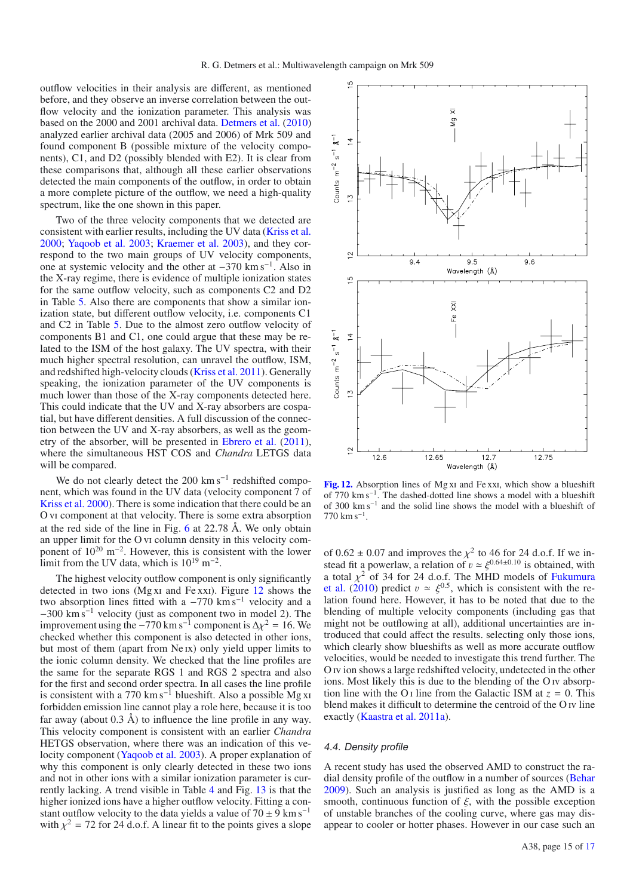outflow velocities in their analysis are different, as mentioned before, and they observe an inverse correlation between the outflow velocity and the ionization parameter. This analysis was based on the 2000 and 2001 archival data. Detmers et al. (2010) analyzed earlier archival data (2005 and 2006) of Mrk 509 and found component B (possible mixture of the velocity components), C1, and D2 (possibly blended with E2). It is clear from these comparisons that, although all these earlier observations detected the main components of the outflow, in order to obtain a more complete picture of the outflow, we need a high-quality spectrum, like the one shown in this paper.

Two of the three velocity components that we detected are consistent with earlier results, including the UV data (Kriss et al. 2000; Yaqoob et al. 2003; Kraemer et al. 2003), and they correspond to the two main groups of UV velocity components, one at systemic velocity and the other at $-370$ km s$^{-1}$. Also in the X-ray regime, there is evidence of multiple ionization states for the same outflow velocity, such as components C2 and D2 in Table 5. Also there are components that show a similar ionization state, but different outflow velocity, i.e. components C1 and C2 in Table 5. Due to the almost zero outflow velocity of components B1 and C1, one could argue that these may be related to the ISM of the host galaxy. The UV spectra, with their much higher spectral resolution, can unravel the outflow, ISM, and redshifted high-velocity clouds (Kriss et al. 2011). Generally speaking, the ionization parameter of the UV components is much lower than those of the X-ray components detected here. This could indicate that the UV and X-ray absorbers are cospatial, but have different densities. A full discussion of the connection between the UV and X-ray absorbers, as well as the geometry of the absorber, will be presented in Ebrero et al. (2011), where the simultaneous HST COS and *Chandra* LETGS data will be compared.

We do not clearly detect the 200 km s$^{-1}$ redshifted component, which was found in the UV data (velocity component 7 of Kriss et al. 2000). There is some indication that there could be an O VI component at that velocity. There is some extra absorption at the red side of the line in Fig. 6 at 22.78 Å. We only obtain an upper limit for the O VI column density in this velocity component of $10^{20}$ m$^{-2}$. However, this is consistent with the lower limit from the UV data, which is $10^{19}$ m$^{-2}$.

The highest velocity outflow component is only significantly detected in two ions (Mg XI and Fe XXI). Figure 12 shows the two absorption lines fitted with a $-770$ km s$^{-1}$ velocity and a $-300$ km s$^{-1}$ velocity (just as component two in model 2). The improvement using the $-770$ km s$^{-1}$ component is $\Delta\chi^2 = 16$. We checked whether this component is also detected in other ions, but most of them (apart from Ne IX) only yield upper limits to the ionic column density. We checked that the line profiles are the same for the separate RGS 1 and RGS 2 spectra and also for the first and second order spectra. In all cases the line profile is consistent with a 770 km s$^{-1}$ blueshift. Also a possible Mg XI forbidden emission line cannot play a role here, because it is too far away (about 0.3 Å) to influence the line profile in any way. This velocity component is consistent with an earlier *Chandra* HETGS observation, where there was an indication of this velocity component (Yaqoob et al. 2003). A proper explanation of why this component is only clearly detected in these two ions and not in other ions with a similar ionization parameter is currently lacking. A trend visible in Table 4 and Fig. 13 is that the higher ionized ions have a higher outflow velocity. Fitting a constant outflow velocity to the data yields a value of $70 \pm 9$ km s$^{-1}$ with $\chi^2 = 72$ for 24 d.o.f. A linear fit to the points gives a slope of $0.62 \pm 0.07$ and improves the $\chi^2$ to 46 for 24 d.o.f. If we instead fit a powerlaw, a relation of $v \simeq \xi^{0.64\pm0.10}$ is obtained, with a total $\chi^2$ of 34 for 24 d.o.f. The MHD models of Fukumura et al. (2010) predict $v \simeq \xi^{0.5}$, which is consistent with the relation found here. However, it has to be noted that due to the blending of multiple velocity components (including gas that might not be outflowing at all), additional uncertainties are introduced that could affect the results. selecting only those ions, which clearly show blueshifts as well as more accurate outflow velocities, would be needed to investigate this trend further. The O IV ion shows a large redshifted velocity, undetected in the other ions. Most likely this is due to the blending of the O IV absorption line with the O I line from the Galactic ISM at $z = 0$. This blend makes it difficult to determine the centroid of the O IV line exactly (Kaastra et al. 2011a).

**Fig. 12.** Absorption lines of Mg XI and Fe XXI, which show a blueshift of 770 km s$^{-1}$. The dashed-dotted line shows a model with a blueshift of 300 km s$^{-1}$ and the solid line shows the model with a blueshift of 770 km s$^{-1}$.

### 4.4. Density profile

A recent study has used the observed AMD to construct the radial density profile of the outflow in a number of sources (Behar 2009). Such an analysis is justified as long as the AMD is a smooth, continuous function of $\xi$, with the possible exception of unstable branches of the cooling curve, where gas may disappear to cooler or hotter phases. However in our case such an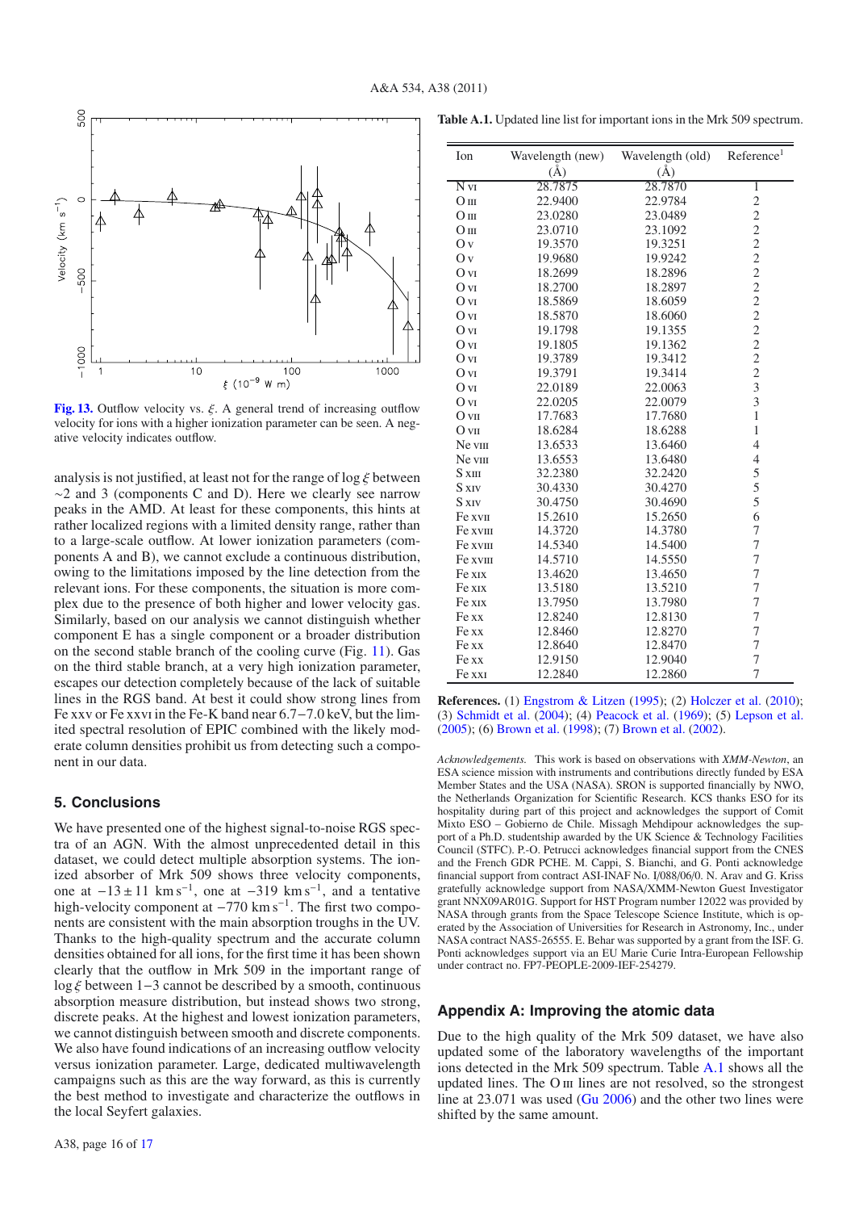**Fig. 13.** Outflow velocity vs. $\xi$. A general trend of increasing outflow velocity for ions with a higher ionization parameter can be seen. A negative velocity indicates outflow.

analysis is not justified, at least not for the range of $\log \xi$ between $\sim$2 and 3 (components C and D). Here we clearly see narrow peaks in the AMD. At least for these components, this hints at rather localized regions with a limited density range, rather than to a large-scale outflow. At lower ionization parameters (components A and B), we cannot exclude a continuous distribution, owing to the limitations imposed by the line detection from the relevant ions. For these components, the situation is more complex due to the presence of both higher and lower velocity gas. Similarly, based on our analysis we cannot distinguish whether component E has a single component or a broader distribution on the second stable branch of the cooling curve (Fig. 11). Gas on the third stable branch, at a very high ionization parameter, escapes our detection completely because of the lack of suitable lines in the RGS band. At best it could show strong lines from Fe xxv or Fe xxvi in the Fe-K band near 6.7−7.0 keV, but the limited spectral resolution of EPIC combined with the likely moderate column densities prohibit us from detecting such a component in our data.

## 5. Conclusions

We have presented one of the highest signal-to-noise RGS spectra of an AGN. With the almost unprecedented detail in this dataset, we could detect multiple absorption systems. The ionized absorber of Mrk 509 shows three velocity components, one at $-13 \pm 11$ km s$^{-1}$, one at $-319$ km s$^{-1}$, and a tentative high-velocity component at $-770$ km s$^{-1}$. The first two components are consistent with the main absorption troughs in the UV. Thanks to the high-quality spectrum and the accurate column densities obtained for all ions, for the first time it has been shown clearly that the outflow in Mrk 509 in the important range of $\log \xi$ between 1−3 cannot be described by a smooth, continuous absorption measure distribution, but instead shows two strong, discrete peaks. At the highest and lowest ionization parameters, we cannot distinguish between smooth and discrete components. We also have found indications of an increasing outflow velocity versus ionization parameter. Large, dedicated multiwavelength campaigns such as this are the way forward, as this is currently the best method to investigate and characterize the outflows in the local Seyfert galaxies.

**Table A.1.** Updated line list for important ions in the Mrk 509 spectrum.

| Ion | Wavelength (new) (Å) | Wavelength (old) (Å) | Reference[1] |
|---|---|---|---|
| N vi | 28.7875 | 28.7870 | 1 |
| O iii | 22.9400 | 22.9784 | 2 |
| O iii | 23.0280 | 23.0489 | 2 |
| O iii | 23.0710 | 23.1092 | 2 |
| O v | 19.3570 | 19.3251 | 2 |
| O v | 19.9680 | 19.9242 | 2 |
| O vi | 18.2699 | 18.2896 | 2 |
| O vi | 18.2700 | 18.2897 | 2 |
| O vi | 18.5869 | 18.6059 | 2 |
| O vi | 18.5870 | 18.6060 | 2 |
| O vi | 19.1798 | 19.1355 | 2 |
| O vi | 19.1805 | 19.1362 | 2 |
| O vi | 19.3789 | 19.3412 | 2 |
| O vi | 19.3791 | 19.3414 | 2 |
| O vi | 22.0189 | 22.0063 | 3 |
| O vi | 22.0205 | 22.0079 | 3 |
| O vii | 17.7683 | 17.7680 | 1 |
| O vii | 18.6284 | 18.6288 | 1 |
| Ne viii | 13.6533 | 13.6460 | 4 |
| Ne viii | 13.6553 | 13.6480 | 4 |
| S xiii | 32.2380 | 32.2420 | 5 |
| S xiv | 30.4330 | 30.4270 | 5 |
| S xiv | 30.4750 | 30.4690 | 5 |
| Fe xvii | 15.2610 | 15.2650 | 6 |
| Fe xviii | 14.3720 | 14.3780 | 7 |
| Fe xviii | 14.5340 | 14.5400 | 7 |
| Fe xviii | 14.5710 | 14.5550 | 7 |
| Fe xix | 13.4620 | 13.4650 | 7 |
| Fe xix | 13.5180 | 13.5210 | 7 |
| Fe xix | 13.7950 | 13.7980 | 7 |
| Fe xx | 12.8240 | 12.8130 | 7 |
| Fe xx | 12.8460 | 12.8270 | 7 |
| Fe xx | 12.8640 | 12.8470 | 7 |
| Fe xx | 12.9150 | 12.9040 | 7 |
| Fe xxi | 12.2840 | 12.2860 | 7 |

**References.** (1) Engstrom & Litzen (1995); (2) Holczer et al. (2010); (3) Schmidt et al. (2004); (4) Peacock et al. (1969); (5) Lepson et al. (2005); (6) Brown et al. (1998); (7) Brown et al. (2002).

*Acknowledgements.* This work is based on observations with *XMM-Newton*, an ESA science mission with instruments and contributions directly funded by ESA Member States and the USA (NASA). SRON is supported financially by NWO, the Netherlands Organization for Scientific Research. KCS thanks ESO for its hospitality during part of this project and acknowledges the support of Comit Mixto ESO – Gobierno de Chile. Missagh Mehdipour acknowledges the support of a Ph.D. studentship awarded by the UK Science & Technology Facilities Council (STFC). P.-O. Petrucci acknowledges financial support from the CNES and the French GDR PCHE. M. Cappi, S. Bianchi, and G. Ponti acknowledge financial support from contract ASI-INAF No. I/088/06/0. N. Arav and G. Kriss gratefully acknowledge support from NASA/XMM-Newton Guest Investigator grant NNX09AR01G. Support for HST Program number 12022 was provided by NASA through grants from the Space Telescope Science Institute, which is operated by the Association of Universities for Research in Astronomy, Inc., under NASA contract NAS5-26555. E. Behar was supported by a grant from the ISF. G. Ponti acknowledges support via an EU Marie Curie Intra-European Fellowship under contract no. FP7-PEOPLE-2009-IEF-254279.

## Appendix A: Improving the atomic data

Due to the high quality of the Mrk 509 dataset, we have also updated some of the laboratory wavelengths of the important ions detected in the Mrk 509 spectrum. Table A.1 shows all the updated lines. The O iii lines are not resolved, so the strongest line at 23.071 was used (Gu 2006) and the other two lines were shifted by the same amount.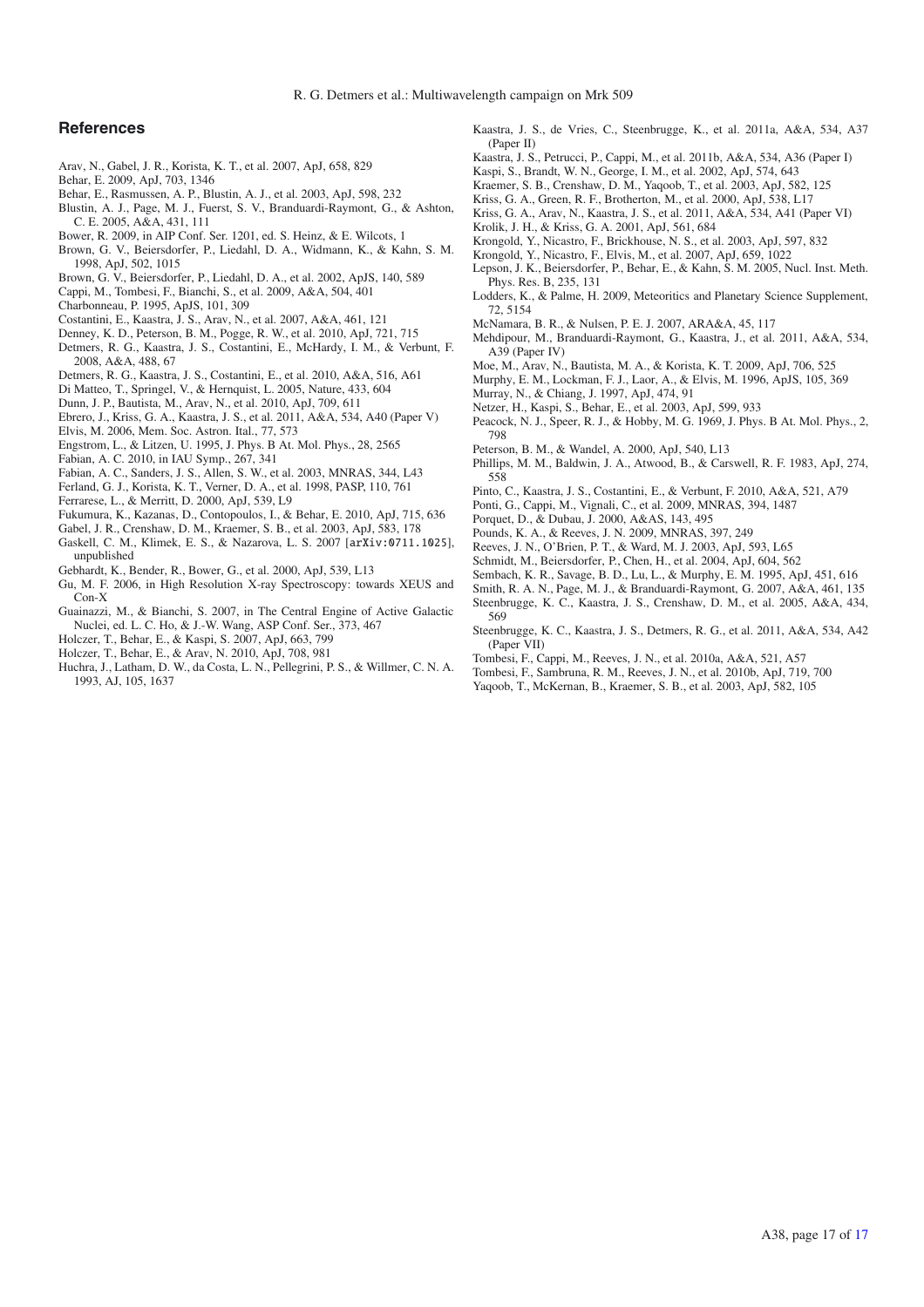## References

Arav, N., Gabel, J. R., Korista, K. T., et al. 2007, ApJ, 658, 829

Behar, E. 2009, ApJ, 703, 1346

Behar, E., Rasmussen, A. P., Blustin, A. J., et al. 2003, ApJ, 598, 232

Blustin, A. J., Page, M. J., Fuerst, S. V., Branduardi-Raymont, G., & Ashton, C. E. 2005, A&A, 431, 111

Bower, R. 2009, in AIP Conf. Ser. 1201, ed. S. Heinz, & E. Wilcots, 1

Brown, G. V., Beiersdorfer, P., Liedahl, D. A., Widmann, K., & Kahn, S. M. 1998, ApJ, 502, 1015

Brown, G. V., Beiersdorfer, P., Liedahl, D. A., et al. 2002, ApJS, 140, 589

Cappi, M., Tombesi, F., Bianchi, S., et al. 2009, A&A, 504, 401

Charbonneau, P. 1995, ApJS, 101, 309

Costantini, E., Kaastra, J. S., Arav, N., et al. 2007, A&A, 461, 121

Denney, K. D., Peterson, B. M., Pogge, R. W., et al. 2010, ApJ, 721, 715

Detmers, R. G., Kaastra, J. S., Costantini, E., McHardy, I. M., & Verbunt, F. 2008, A&A, 488, 67

Detmers, R. G., Kaastra, J. S., Costantini, E., et al. 2010, A&A, 516, A61

Di Matteo, T., Springel, V., & Hernquist, L. 2005, Nature, 433, 604

Dunn, J. P., Bautista, M., Arav, N., et al. 2010, ApJ, 709, 611

Ebrero, J., Kriss, G. A., Kaastra, J. S., et al. 2011, A&A, 534, A40 (Paper V)

Elvis, M. 2006, Mem. Soc. Astron. Ital., 77, 573

Engstrom, L., & Litzen, U. 1995, J. Phys. B At. Mol. Phys., 28, 2565

Fabian, A. C. 2010, in IAU Symp., 267, 341

Fabian, A. C., Sanders, J. S., Allen, S. W., et al. 2003, MNRAS, 344, L43

Ferland, G. J., Korista, K. T., Verner, D. A., et al. 1998, PASP, 110, 761

Ferrarese, L., & Merritt, D. 2000, ApJ, 539, L9

Fukumura, K., Kazanas, D., Contopoulos, I., & Behar, E. 2010, ApJ, 715, 636

Gabel, J. R., Crenshaw, D. M., Kraemer, S. B., et al. 2003, ApJ, 583, 178

Gaskell, C. M., Klimek, E. S., & Nazarova, L. S. 2007 [arXiv:0711.1025], unpublished

Gebhardt, K., Bender, R., Bower, G., et al. 2000, ApJ, 539, L13

Gu, M. F. 2006, in High Resolution X-ray Spectroscopy: towards XEUS and Con-X

Guainazzi, M., & Bianchi, S. 2007, in The Central Engine of Active Galactic Nuclei, ed. L. C. Ho, & J.-W. Wang, ASP Conf. Ser., 373, 467

Holczer, T., Behar, E., & Kaspi, S. 2007, ApJ, 663, 799

Holczer, T., Behar, E., & Arav, N. 2010, ApJ, 708, 981

Huchra, J., Latham, D. W., da Costa, L. N., Pellegrini, P. S., & Willmer, C. N. A. 1993, AJ, 105, 1637

Kaastra, J. S., de Vries, C., Steenbrugge, K., et al. 2011a, A&A, 534, A37 (Paper II)

Kaastra, J. S., Petrucci, P., Cappi, M., et al. 2011b, A&A, 534, A36 (Paper I)

Kaspi, S., Brandt, W. N., George, I. M., et al. 2002, ApJ, 574, 643

Kraemer, S. B., Crenshaw, D. M., Yaqoob, T., et al. 2003, ApJ, 582, 125

Kriss, G. A., Green, R. F., Brotherton, M., et al. 2000, ApJ, 538, L17

Kriss, G. A., Arav, N., Kaastra, J. S., et al. 2011, A&A, 534, A41 (Paper VI)

Krolik, J. H., & Kriss, G. A. 2001, ApJ, 561, 684

Krongold, Y., Nicastro, F., Brickhouse, N. S., et al. 2003, ApJ, 597, 832

Krongold, Y., Nicastro, F., Elvis, M., et al. 2007, ApJ, 659, 1022

Lepson, J. K., Beiersdorfer, P., Behar, E., & Kahn, S. M. 2005, Nucl. Inst. Meth. Phys. Res. B, 235, 131

Lodders, K., & Palme, H. 2009, Meteoritics and Planetary Science Supplement, 72, 5154

McNamara, B. R., & Nulsen, P. E. J. 2007, ARA&A, 45, 117

Mehdipour, M., Branduardi-Raymont, G., Kaastra, J., et al. 2011, A&A, 534, A39 (Paper IV)

Moe, M., Arav, N., Bautista, M. A., & Korista, K. T. 2009, ApJ, 706, 525

Murphy, E. M., Lockman, F. J., Laor, A., & Elvis, M. 1996, ApJS, 105, 369

Murray, N., & Chiang, J. 1997, ApJ, 474, 91

Netzer, H., Kaspi, S., Behar, E., et al. 2003, ApJ, 599, 933

Peacock, N. J., Speer, R. J., & Hobby, M. G. 1969, J. Phys. B At. Mol. Phys., 2, 798

Peterson, B. M., & Wandel, A. 2000, ApJ, 540, L13

Phillips, M. M., Baldwin, J. A., Atwood, B., & Carswell, R. F. 1983, ApJ, 274, 558

Pinto, C., Kaastra, J. S., Costantini, E., & Verbunt, F. 2010, A&A, 521, A79

Ponti, G., Cappi, M., Vignali, C., et al. 2009, MNRAS, 394, 1487

Porquet, D., & Dubau, J. 2000, A&AS, 143, 495

Pounds, K. A., & Reeves, J. N. 2009, MNRAS, 397, 249

Reeves, J. N., O'Brien, P. T., & Ward, M. J. 2003, ApJ, 593, L65

Schmidt, M., Beiersdorfer, P., Chen, H., et al. 2004, ApJ, 604, 562

Sembach, K. R., Savage, B. D., Lu, L., & Murphy, E. M. 1995, ApJ, 451, 616

Smith, R. A. N., Page, M. J., & Branduardi-Raymont, G. 2007, A&A, 461, 135

Steenbrugge, K. C., Kaastra, J. S., Crenshaw, D. M., et al. 2005, A&A, 434, 569

Steenbrugge, K. C., Kaastra, J. S., Detmers, R. G., et al. 2011, A&A, 534, A42 (Paper VII)

Tombesi, F., Cappi, M., Reeves, J. N., et al. 2010a, A&A, 521, A57

Tombesi, F., Sambruna, R. M., Reeves, J. N., et al. 2010b, ApJ, 719, 700

Yaqoob, T., McKernan, B., Kraemer, S. B., et al. 2003, ApJ, 582, 105